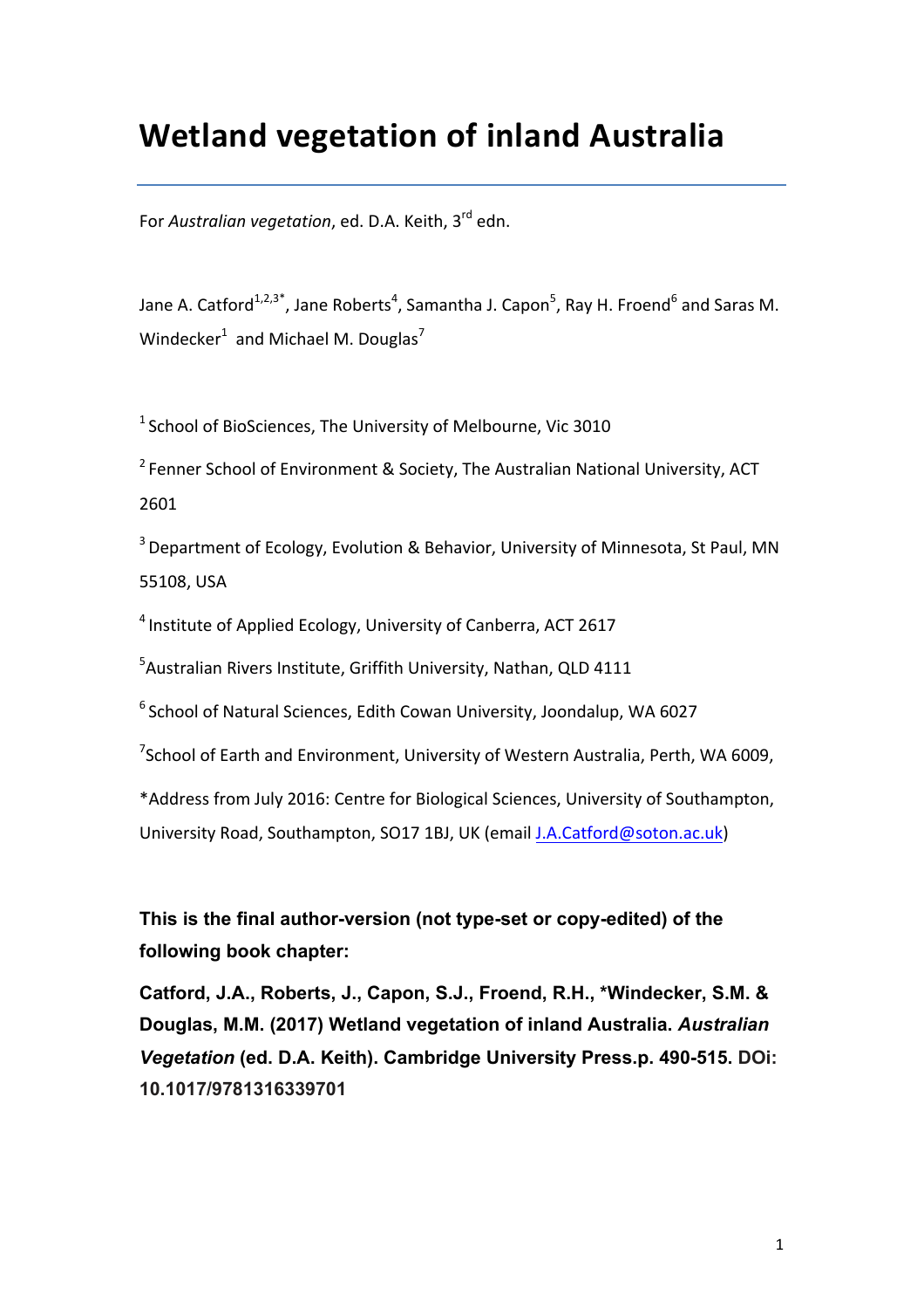# Wetland vegetation of inland Australia

For *Australian vegetation*, ed. D.A. Keith, 3rd edn.

Jane A. Catford[1,2,3*], Jane Roberts[4], Samantha J. Capon[5], Ray H. Froend[6] and Saras M. Windecker[1] and Michael M. Douglas[7]

[1] School of BioSciences, The University of Melbourne, Vic 3010

[2] Fenner School of Environment & Society, The Australian National University, ACT 2601

[3] Department of Ecology, Evolution & Behavior, University of Minnesota, St Paul, MN 55108, USA

[4] Institute of Applied Ecology, University of Canberra, ACT 2617

[5] Australian Rivers Institute, Griffith University, Nathan, QLD 4111

[6] School of Natural Sciences, Edith Cowan University, Joondalup, WA 6027

[7] School of Earth and Environment, University of Western Australia, Perth, WA 6009,

*Address from July 2016: Centre for Biological Sciences, University of Southampton, University Road, Southampton, SO17 1BJ, UK (email J.A.Catford@soton.ac.uk)

**This is the final author-version (not type-set or copy-edited) of the following book chapter:**

**Catford, J.A., Roberts, J., Capon, S.J., Froend, R.H., *Windecker, S.M. & Douglas, M.M. (2017) Wetland vegetation of inland Australia. *Australian Vegetation* (ed. D.A. Keith). Cambridge University Press.p. 490-515. DOi: 10.1017/9781316339701**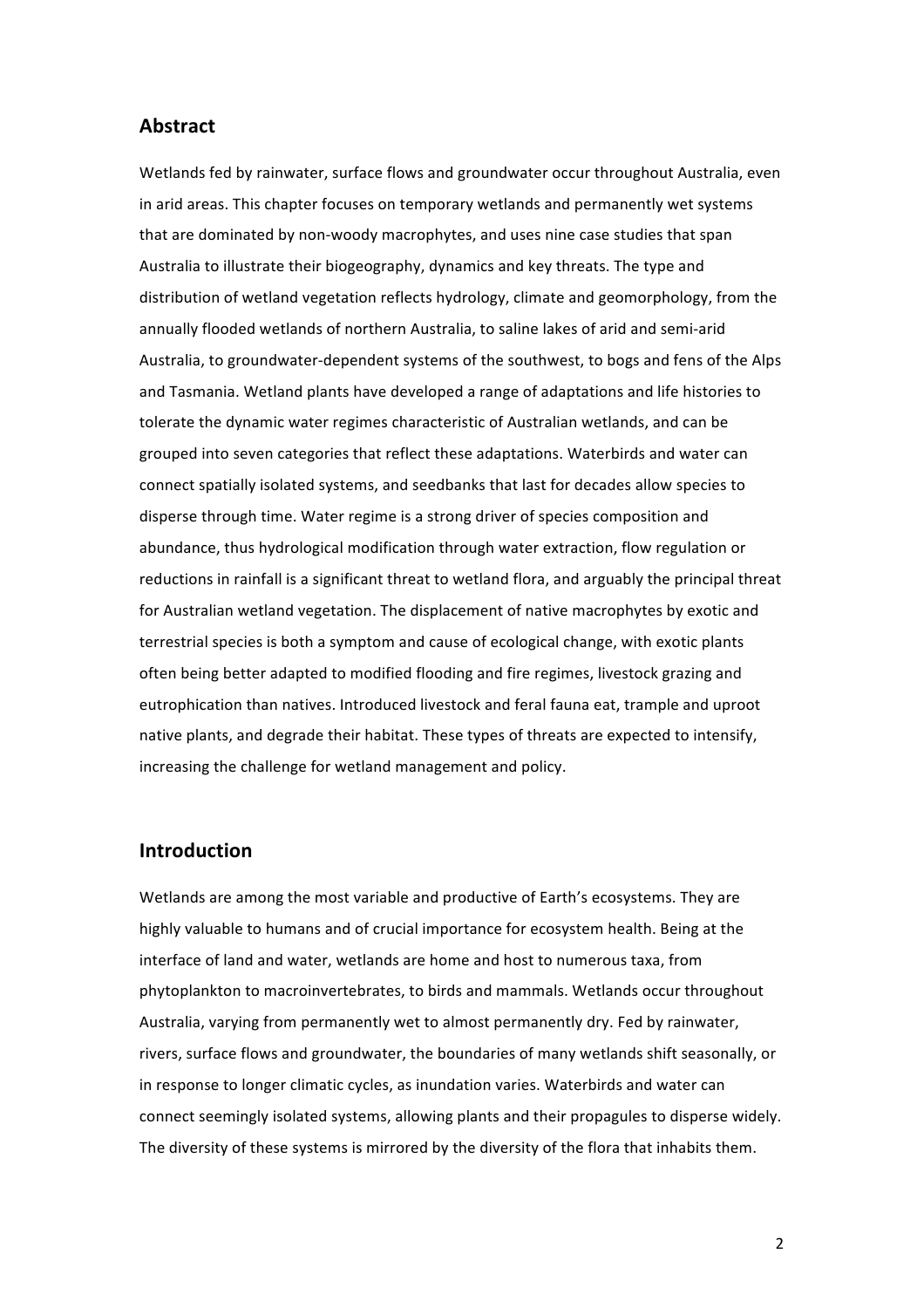## Abstract

Wetlands fed by rainwater, surface flows and groundwater occur throughout Australia, even in arid areas. This chapter focuses on temporary wetlands and permanently wet systems that are dominated by non-woody macrophytes, and uses nine case studies that span Australia to illustrate their biogeography, dynamics and key threats. The type and distribution of wetland vegetation reflects hydrology, climate and geomorphology, from the annually flooded wetlands of northern Australia, to saline lakes of arid and semi-arid Australia, to groundwater-dependent systems of the southwest, to bogs and fens of the Alps and Tasmania. Wetland plants have developed a range of adaptations and life histories to tolerate the dynamic water regimes characteristic of Australian wetlands, and can be grouped into seven categories that reflect these adaptations. Waterbirds and water can connect spatially isolated systems, and seedbanks that last for decades allow species to disperse through time. Water regime is a strong driver of species composition and abundance, thus hydrological modification through water extraction, flow regulation or reductions in rainfall is a significant threat to wetland flora, and arguably the principal threat for Australian wetland vegetation. The displacement of native macrophytes by exotic and terrestrial species is both a symptom and cause of ecological change, with exotic plants often being better adapted to modified flooding and fire regimes, livestock grazing and eutrophication than natives. Introduced livestock and feral fauna eat, trample and uproot native plants, and degrade their habitat. These types of threats are expected to intensify, increasing the challenge for wetland management and policy.

## Introduction

Wetlands are among the most variable and productive of Earth's ecosystems. They are highly valuable to humans and of crucial importance for ecosystem health. Being at the interface of land and water, wetlands are home and host to numerous taxa, from phytoplankton to macroinvertebrates, to birds and mammals. Wetlands occur throughout Australia, varying from permanently wet to almost permanently dry. Fed by rainwater, rivers, surface flows and groundwater, the boundaries of many wetlands shift seasonally, or in response to longer climatic cycles, as inundation varies. Waterbirds and water can connect seemingly isolated systems, allowing plants and their propagules to disperse widely. The diversity of these systems is mirrored by the diversity of the flora that inhabits them.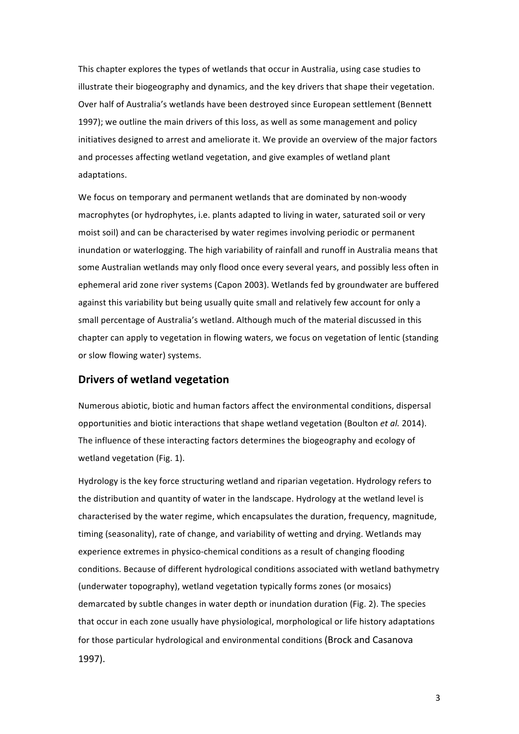This chapter explores the types of wetlands that occur in Australia, using case studies to illustrate their biogeography and dynamics, and the key drivers that shape their vegetation. Over half of Australia's wetlands have been destroyed since European settlement (Bennett 1997); we outline the main drivers of this loss, as well as some management and policy initiatives designed to arrest and ameliorate it. We provide an overview of the major factors and processes affecting wetland vegetation, and give examples of wetland plant adaptations.

We focus on temporary and permanent wetlands that are dominated by non-woody macrophytes (or hydrophytes, i.e. plants adapted to living in water, saturated soil or very moist soil) and can be characterised by water regimes involving periodic or permanent inundation or waterlogging. The high variability of rainfall and runoff in Australia means that some Australian wetlands may only flood once every several years, and possibly less often in ephemeral arid zone river systems (Capon 2003). Wetlands fed by groundwater are buffered against this variability but being usually quite small and relatively few account for only a small percentage of Australia's wetland. Although much of the material discussed in this chapter can apply to vegetation in flowing waters, we focus on vegetation of lentic (standing or slow flowing water) systems.

## Drivers of wetland vegetation

Numerous abiotic, biotic and human factors affect the environmental conditions, dispersal opportunities and biotic interactions that shape wetland vegetation (Boulton *et al.* 2014). The influence of these interacting factors determines the biogeography and ecology of wetland vegetation (Fig. 1).

Hydrology is the key force structuring wetland and riparian vegetation. Hydrology refers to the distribution and quantity of water in the landscape. Hydrology at the wetland level is characterised by the water regime, which encapsulates the duration, frequency, magnitude, timing (seasonality), rate of change, and variability of wetting and drying. Wetlands may experience extremes in physico-chemical conditions as a result of changing flooding conditions. Because of different hydrological conditions associated with wetland bathymetry (underwater topography), wetland vegetation typically forms zones (or mosaics) demarcated by subtle changes in water depth or inundation duration (Fig. 2). The species that occur in each zone usually have physiological, morphological or life history adaptations for those particular hydrological and environmental conditions (Brock and Casanova 1997).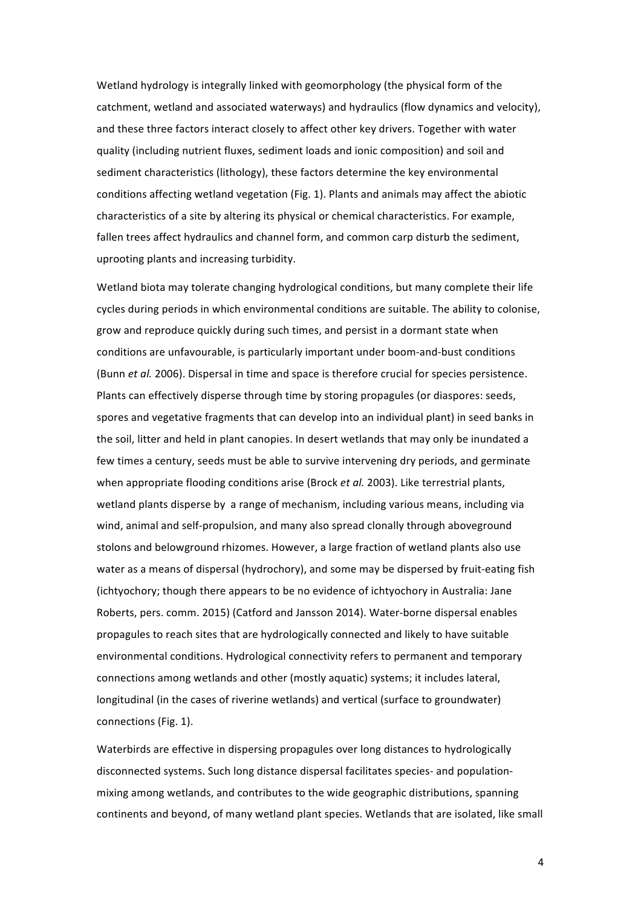Wetland hydrology is integrally linked with geomorphology (the physical form of the catchment, wetland and associated waterways) and hydraulics (flow dynamics and velocity), and these three factors interact closely to affect other key drivers. Together with water quality (including nutrient fluxes, sediment loads and ionic composition) and soil and sediment characteristics (lithology), these factors determine the key environmental conditions affecting wetland vegetation (Fig. 1). Plants and animals may affect the abiotic characteristics of a site by altering its physical or chemical characteristics. For example, fallen trees affect hydraulics and channel form, and common carp disturb the sediment, uprooting plants and increasing turbidity.

Wetland biota may tolerate changing hydrological conditions, but many complete their life cycles during periods in which environmental conditions are suitable. The ability to colonise, grow and reproduce quickly during such times, and persist in a dormant state when conditions are unfavourable, is particularly important under boom-and-bust conditions (Bunn *et al.* 2006). Dispersal in time and space is therefore crucial for species persistence. Plants can effectively disperse through time by storing propagules (or diaspores: seeds, spores and vegetative fragments that can develop into an individual plant) in seed banks in the soil, litter and held in plant canopies. In desert wetlands that may only be inundated a few times a century, seeds must be able to survive intervening dry periods, and germinate when appropriate flooding conditions arise (Brock *et al.* 2003). Like terrestrial plants, wetland plants disperse by a range of mechanism, including various means, including via wind, animal and self-propulsion, and many also spread clonally through aboveground stolons and belowground rhizomes. However, a large fraction of wetland plants also use water as a means of dispersal (hydrochory), and some may be dispersed by fruit-eating fish (ichtyochory; though there appears to be no evidence of ichtyochory in Australia: Jane Roberts, pers. comm. 2015) (Catford and Jansson 2014). Water-borne dispersal enables propagules to reach sites that are hydrologically connected and likely to have suitable environmental conditions. Hydrological connectivity refers to permanent and temporary connections among wetlands and other (mostly aquatic) systems; it includes lateral, longitudinal (in the cases of riverine wetlands) and vertical (surface to groundwater) connections (Fig. 1).

Waterbirds are effective in dispersing propagules over long distances to hydrologically disconnected systems. Such long distance dispersal facilitates species- and population-mixing among wetlands, and contributes to the wide geographic distributions, spanning continents and beyond, of many wetland plant species. Wetlands that are isolated, like small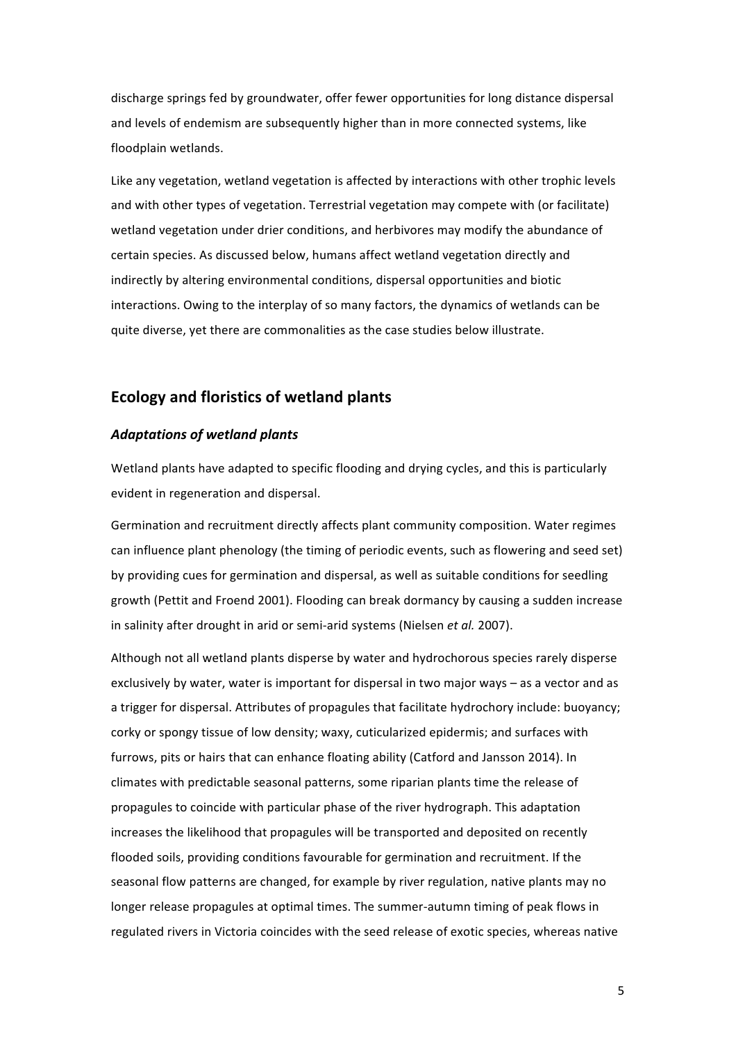discharge springs fed by groundwater, offer fewer opportunities for long distance dispersal and levels of endemism are subsequently higher than in more connected systems, like floodplain wetlands.

Like any vegetation, wetland vegetation is affected by interactions with other trophic levels and with other types of vegetation. Terrestrial vegetation may compete with (or facilitate) wetland vegetation under drier conditions, and herbivores may modify the abundance of certain species. As discussed below, humans affect wetland vegetation directly and indirectly by altering environmental conditions, dispersal opportunities and biotic interactions. Owing to the interplay of so many factors, the dynamics of wetlands can be quite diverse, yet there are commonalities as the case studies below illustrate.

## Ecology and floristics of wetland plants

### *Adaptations of wetland plants*

Wetland plants have adapted to specific flooding and drying cycles, and this is particularly evident in regeneration and dispersal.

Germination and recruitment directly affects plant community composition. Water regimes can influence plant phenology (the timing of periodic events, such as flowering and seed set) by providing cues for germination and dispersal, as well as suitable conditions for seedling growth (Pettit and Froend 2001). Flooding can break dormancy by causing a sudden increase in salinity after drought in arid or semi-arid systems (Nielsen *et al.* 2007).

Although not all wetland plants disperse by water and hydrochorous species rarely disperse exclusively by water, water is important for dispersal in two major ways – as a vector and as a trigger for dispersal. Attributes of propagules that facilitate hydrochory include: buoyancy; corky or spongy tissue of low density; waxy, cuticularized epidermis; and surfaces with furrows, pits or hairs that can enhance floating ability (Catford and Jansson 2014). In climates with predictable seasonal patterns, some riparian plants time the release of propagules to coincide with particular phase of the river hydrograph. This adaptation increases the likelihood that propagules will be transported and deposited on recently flooded soils, providing conditions favourable for germination and recruitment. If the seasonal flow patterns are changed, for example by river regulation, native plants may no longer release propagules at optimal times. The summer-autumn timing of peak flows in regulated rivers in Victoria coincides with the seed release of exotic species, whereas native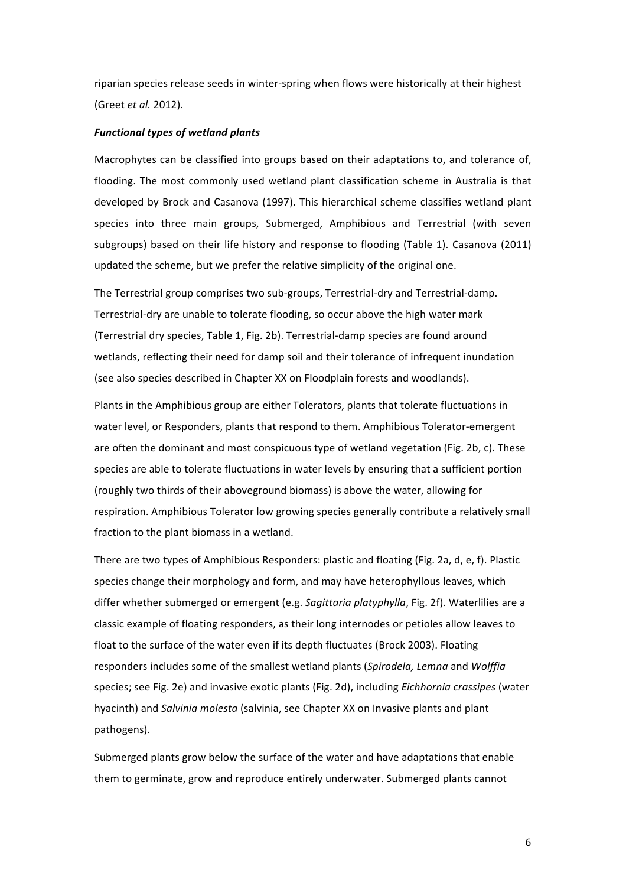riparian species release seeds in winter-spring when flows were historically at their highest (Greet *et al.* 2012).

***Functional types of wetland plants***

Macrophytes can be classified into groups based on their adaptations to, and tolerance of, flooding. The most commonly used wetland plant classification scheme in Australia is that developed by Brock and Casanova (1997). This hierarchical scheme classifies wetland plant species into three main groups, Submerged, Amphibious and Terrestrial (with seven subgroups) based on their life history and response to flooding (Table 1). Casanova (2011) updated the scheme, but we prefer the relative simplicity of the original one.

The Terrestrial group comprises two sub-groups, Terrestrial-dry and Terrestrial-damp. Terrestrial-dry are unable to tolerate flooding, so occur above the high water mark (Terrestrial dry species, Table 1, Fig. 2b). Terrestrial-damp species are found around wetlands, reflecting their need for damp soil and their tolerance of infrequent inundation (see also species described in Chapter XX on Floodplain forests and woodlands).

Plants in the Amphibious group are either Tolerators, plants that tolerate fluctuations in water level, or Responders, plants that respond to them. Amphibious Tolerator-emergent are often the dominant and most conspicuous type of wetland vegetation (Fig. 2b, c). These species are able to tolerate fluctuations in water levels by ensuring that a sufficient portion (roughly two thirds of their aboveground biomass) is above the water, allowing for respiration. Amphibious Tolerator low growing species generally contribute a relatively small fraction to the plant biomass in a wetland.

There are two types of Amphibious Responders: plastic and floating (Fig. 2a, d, e, f). Plastic species change their morphology and form, and may have heterophyllous leaves, which differ whether submerged or emergent (e.g. *Sagittaria platyphylla*, Fig. 2f). Waterlilies are a classic example of floating responders, as their long internodes or petioles allow leaves to float to the surface of the water even if its depth fluctuates (Brock 2003). Floating responders includes some of the smallest wetland plants (*Spirodela, Lemna* and *Wolffia* species; see Fig. 2e) and invasive exotic plants (Fig. 2d), including *Eichhornia crassipes* (water hyacinth) and *Salvinia molesta* (salvinia, see Chapter XX on Invasive plants and plant pathogens).

Submerged plants grow below the surface of the water and have adaptations that enable them to germinate, grow and reproduce entirely underwater. Submerged plants cannot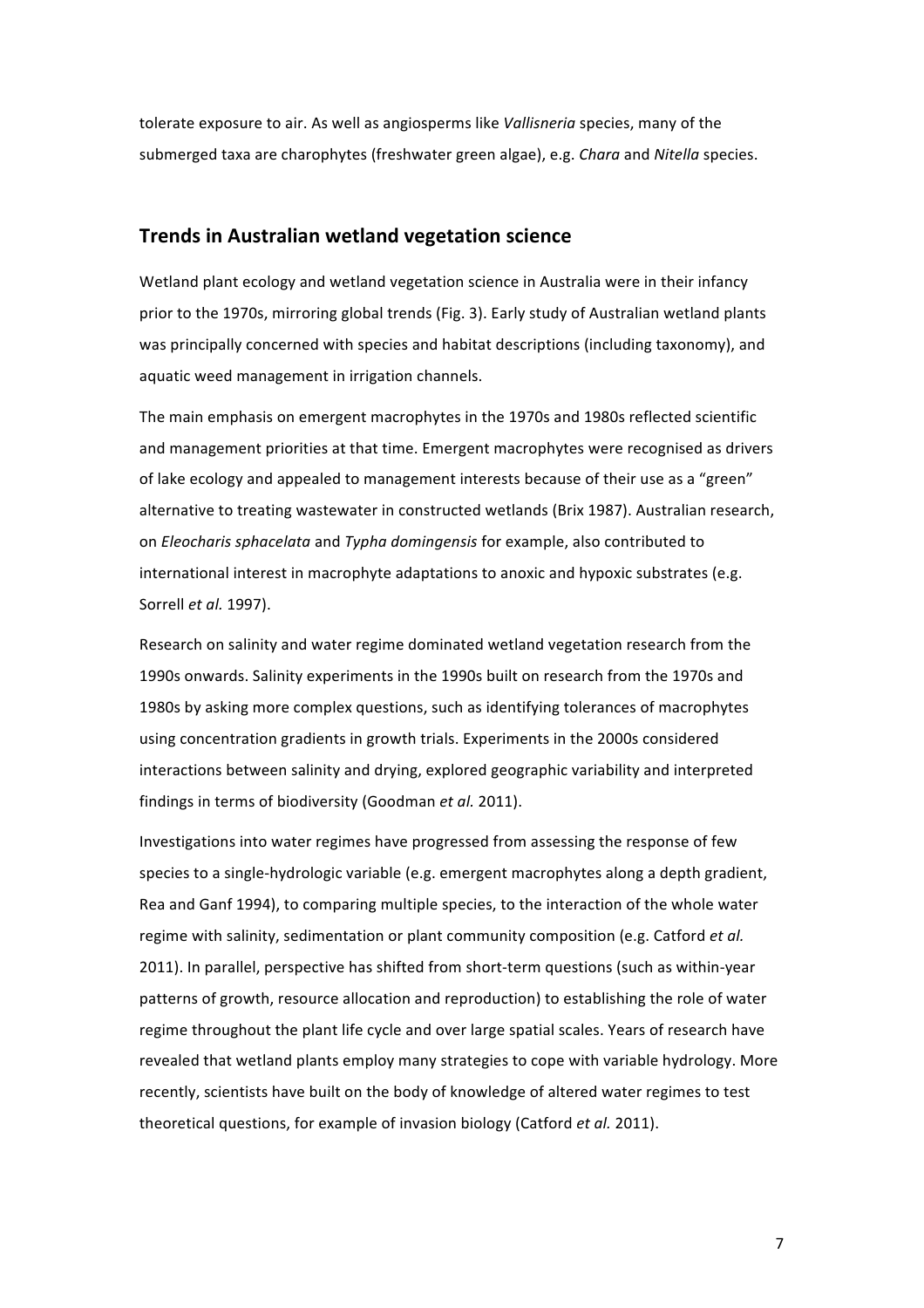tolerate exposure to air. As well as angiosperms like *Vallisneria* species, many of the submerged taxa are charophytes (freshwater green algae), e.g. *Chara* and *Nitella* species.

## Trends in Australian wetland vegetation science

Wetland plant ecology and wetland vegetation science in Australia were in their infancy prior to the 1970s, mirroring global trends (Fig. 3). Early study of Australian wetland plants was principally concerned with species and habitat descriptions (including taxonomy), and aquatic weed management in irrigation channels.

The main emphasis on emergent macrophytes in the 1970s and 1980s reflected scientific and management priorities at that time. Emergent macrophytes were recognised as drivers of lake ecology and appealed to management interests because of their use as a "green" alternative to treating wastewater in constructed wetlands (Brix 1987). Australian research, on *Eleocharis sphacelata* and *Typha domingensis* for example, also contributed to international interest in macrophyte adaptations to anoxic and hypoxic substrates (e.g. Sorrell *et al.* 1997).

Research on salinity and water regime dominated wetland vegetation research from the 1990s onwards. Salinity experiments in the 1990s built on research from the 1970s and 1980s by asking more complex questions, such as identifying tolerances of macrophytes using concentration gradients in growth trials. Experiments in the 2000s considered interactions between salinity and drying, explored geographic variability and interpreted findings in terms of biodiversity (Goodman *et al.* 2011).

Investigations into water regimes have progressed from assessing the response of few species to a single-hydrologic variable (e.g. emergent macrophytes along a depth gradient, Rea and Ganf 1994), to comparing multiple species, to the interaction of the whole water regime with salinity, sedimentation or plant community composition (e.g. Catford *et al.* 2011). In parallel, perspective has shifted from short-term questions (such as within-year patterns of growth, resource allocation and reproduction) to establishing the role of water regime throughout the plant life cycle and over large spatial scales. Years of research have revealed that wetland plants employ many strategies to cope with variable hydrology. More recently, scientists have built on the body of knowledge of altered water regimes to test theoretical questions, for example of invasion biology (Catford *et al.* 2011).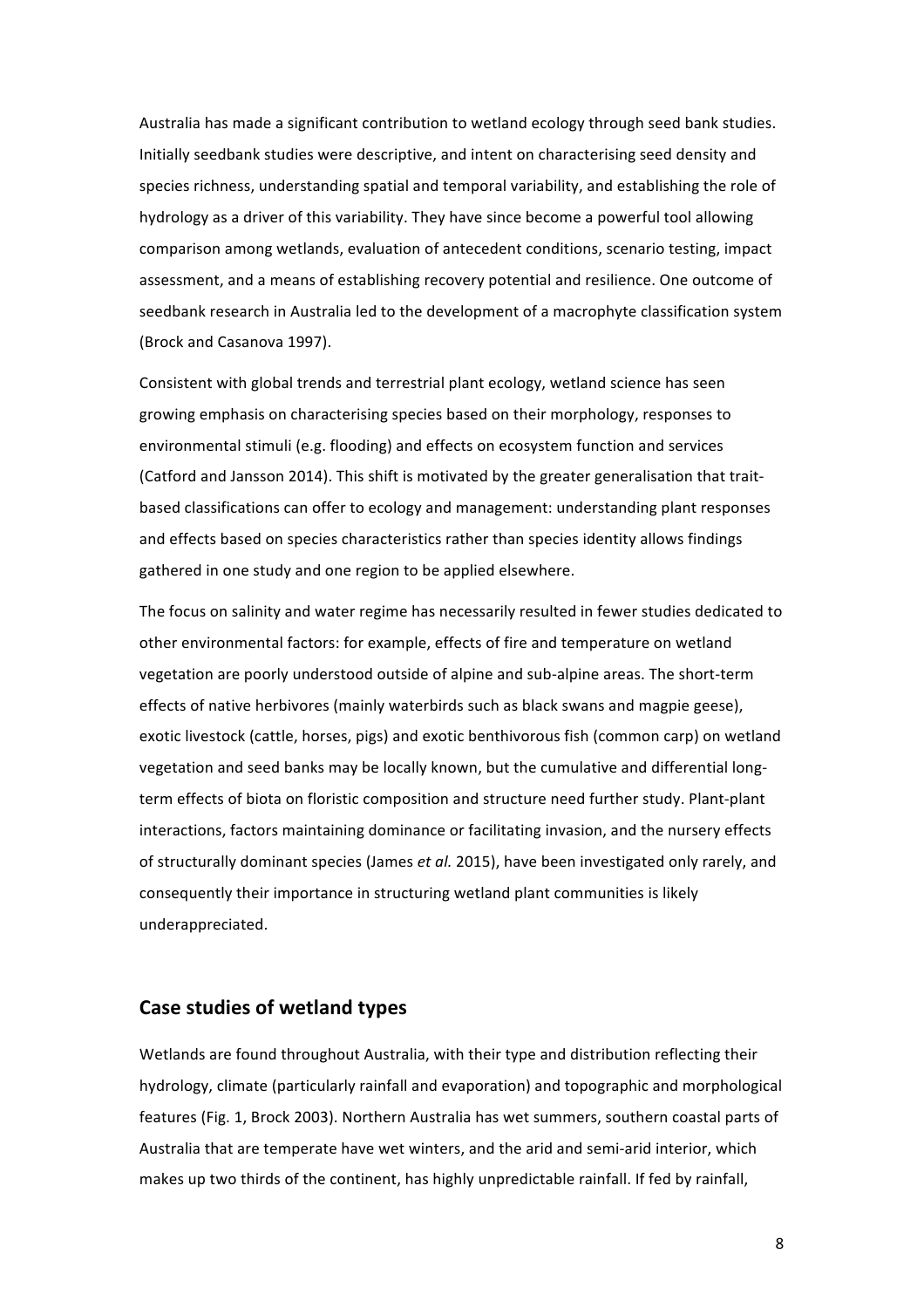Australia has made a significant contribution to wetland ecology through seed bank studies. Initially seedbank studies were descriptive, and intent on characterising seed density and species richness, understanding spatial and temporal variability, and establishing the role of hydrology as a driver of this variability. They have since become a powerful tool allowing comparison among wetlands, evaluation of antecedent conditions, scenario testing, impact assessment, and a means of establishing recovery potential and resilience. One outcome of seedbank research in Australia led to the development of a macrophyte classification system (Brock and Casanova 1997).

Consistent with global trends and terrestrial plant ecology, wetland science has seen growing emphasis on characterising species based on their morphology, responses to environmental stimuli (e.g. flooding) and effects on ecosystem function and services (Catford and Jansson 2014). This shift is motivated by the greater generalisation that trait-based classifications can offer to ecology and management: understanding plant responses and effects based on species characteristics rather than species identity allows findings gathered in one study and one region to be applied elsewhere.

The focus on salinity and water regime has necessarily resulted in fewer studies dedicated to other environmental factors: for example, effects of fire and temperature on wetland vegetation are poorly understood outside of alpine and sub-alpine areas. The short-term effects of native herbivores (mainly waterbirds such as black swans and magpie geese), exotic livestock (cattle, horses, pigs) and exotic benthivorous fish (common carp) on wetland vegetation and seed banks may be locally known, but the cumulative and differential long-term effects of biota on floristic composition and structure need further study. Plant-plant interactions, factors maintaining dominance or facilitating invasion, and the nursery effects of structurally dominant species (James *et al.* 2015), have been investigated only rarely, and consequently their importance in structuring wetland plant communities is likely underappreciated.

## Case studies of wetland types

Wetlands are found throughout Australia, with their type and distribution reflecting their hydrology, climate (particularly rainfall and evaporation) and topographic and morphological features (Fig. 1, Brock 2003). Northern Australia has wet summers, southern coastal parts of Australia that are temperate have wet winters, and the arid and semi-arid interior, which makes up two thirds of the continent, has highly unpredictable rainfall. If fed by rainfall,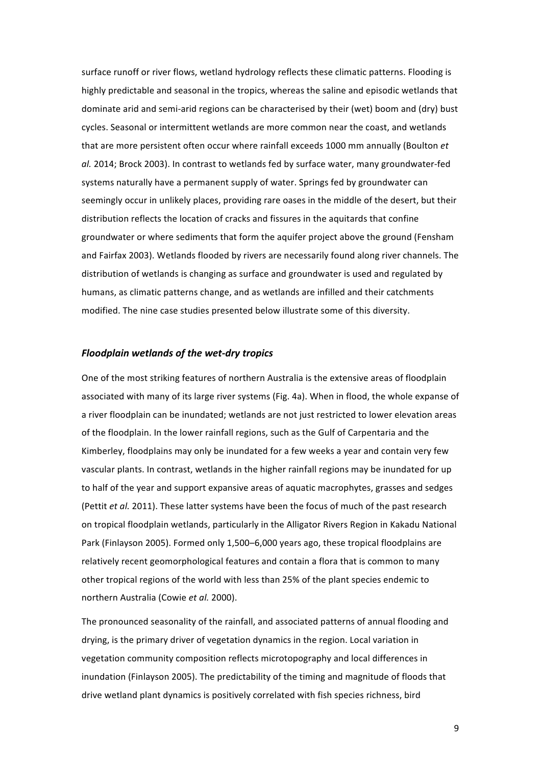surface runoff or river flows, wetland hydrology reflects these climatic patterns. Flooding is highly predictable and seasonal in the tropics, whereas the saline and episodic wetlands that dominate arid and semi-arid regions can be characterised by their (wet) boom and (dry) bust cycles. Seasonal or intermittent wetlands are more common near the coast, and wetlands that are more persistent often occur where rainfall exceeds 1000 mm annually (Boulton *et al.* 2014; Brock 2003). In contrast to wetlands fed by surface water, many groundwater-fed systems naturally have a permanent supply of water. Springs fed by groundwater can seemingly occur in unlikely places, providing rare oases in the middle of the desert, but their distribution reflects the location of cracks and fissures in the aquitards that confine groundwater or where sediments that form the aquifer project above the ground (Fensham and Fairfax 2003). Wetlands flooded by rivers are necessarily found along river channels. The distribution of wetlands is changing as surface and groundwater is used and regulated by humans, as climatic patterns change, and as wetlands are infilled and their catchments modified. The nine case studies presented below illustrate some of this diversity.

### *Floodplain wetlands of the wet-dry tropics*

One of the most striking features of northern Australia is the extensive areas of floodplain associated with many of its large river systems (Fig. 4a). When in flood, the whole expanse of a river floodplain can be inundated; wetlands are not just restricted to lower elevation areas of the floodplain. In the lower rainfall regions, such as the Gulf of Carpentaria and the Kimberley, floodplains may only be inundated for a few weeks a year and contain very few vascular plants. In contrast, wetlands in the higher rainfall regions may be inundated for up to half of the year and support expansive areas of aquatic macrophytes, grasses and sedges (Pettit *et al.* 2011). These latter systems have been the focus of much of the past research on tropical floodplain wetlands, particularly in the Alligator Rivers Region in Kakadu National Park (Finlayson 2005). Formed only 1,500–6,000 years ago, these tropical floodplains are relatively recent geomorphological features and contain a flora that is common to many other tropical regions of the world with less than 25% of the plant species endemic to northern Australia (Cowie *et al.* 2000).

The pronounced seasonality of the rainfall, and associated patterns of annual flooding and drying, is the primary driver of vegetation dynamics in the region. Local variation in vegetation community composition reflects microtopography and local differences in inundation (Finlayson 2005). The predictability of the timing and magnitude of floods that drive wetland plant dynamics is positively correlated with fish species richness, bird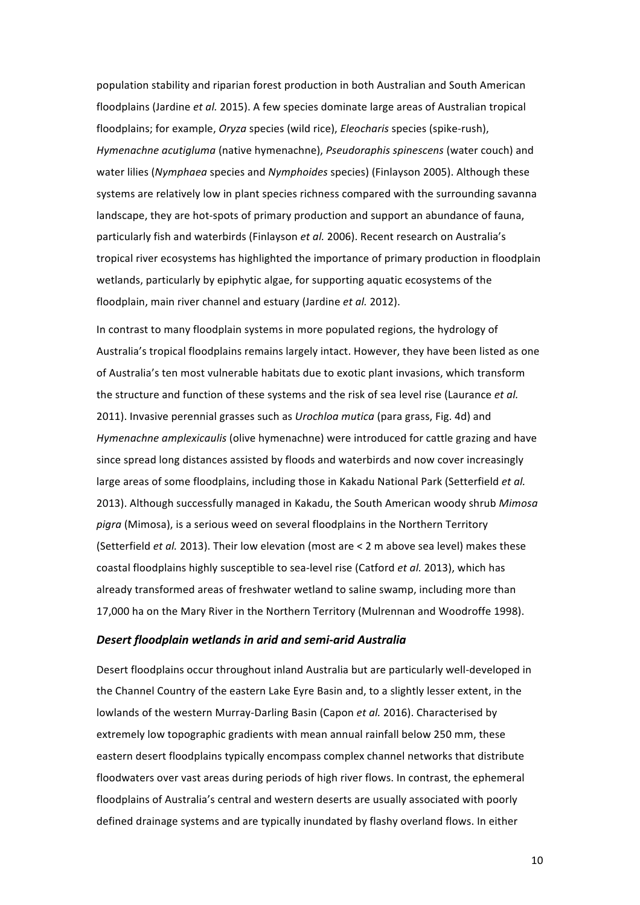population stability and riparian forest production in both Australian and South American floodplains (Jardine *et al.* 2015). A few species dominate large areas of Australian tropical floodplains; for example, *Oryza* species (wild rice), *Eleocharis* species (spike-rush), *Hymenachne acutigluma* (native hymenachne), *Pseudoraphis spinescens* (water couch) and water lilies (*Nymphaea* species and *Nymphoides* species) (Finlayson 2005). Although these systems are relatively low in plant species richness compared with the surrounding savanna landscape, they are hot-spots of primary production and support an abundance of fauna, particularly fish and waterbirds (Finlayson *et al.* 2006). Recent research on Australia's tropical river ecosystems has highlighted the importance of primary production in floodplain wetlands, particularly by epiphytic algae, for supporting aquatic ecosystems of the floodplain, main river channel and estuary (Jardine *et al.* 2012).

In contrast to many floodplain systems in more populated regions, the hydrology of Australia's tropical floodplains remains largely intact. However, they have been listed as one of Australia's ten most vulnerable habitats due to exotic plant invasions, which transform the structure and function of these systems and the risk of sea level rise (Laurance *et al.* 2011). Invasive perennial grasses such as *Urochloa mutica* (para grass, Fig. 4d) and *Hymenachne amplexicaulis* (olive hymenachne) were introduced for cattle grazing and have since spread long distances assisted by floods and waterbirds and now cover increasingly large areas of some floodplains, including those in Kakadu National Park (Setterfield *et al.* 2013). Although successfully managed in Kakadu, the South American woody shrub *Mimosa pigra* (Mimosa), is a serious weed on several floodplains in the Northern Territory (Setterfield *et al.* 2013). Their low elevation (most are < 2 m above sea level) makes these coastal floodplains highly susceptible to sea-level rise (Catford *et al.* 2013), which has already transformed areas of freshwater wetland to saline swamp, including more than 17,000 ha on the Mary River in the Northern Territory (Mulrennan and Woodroffe 1998).

### *Desert floodplain wetlands in arid and semi-arid Australia*

Desert floodplains occur throughout inland Australia but are particularly well-developed in the Channel Country of the eastern Lake Eyre Basin and, to a slightly lesser extent, in the lowlands of the western Murray-Darling Basin (Capon *et al.* 2016). Characterised by extremely low topographic gradients with mean annual rainfall below 250 mm, these eastern desert floodplains typically encompass complex channel networks that distribute floodwaters over vast areas during periods of high river flows. In contrast, the ephemeral floodplains of Australia's central and western deserts are usually associated with poorly defined drainage systems and are typically inundated by flashy overland flows. In either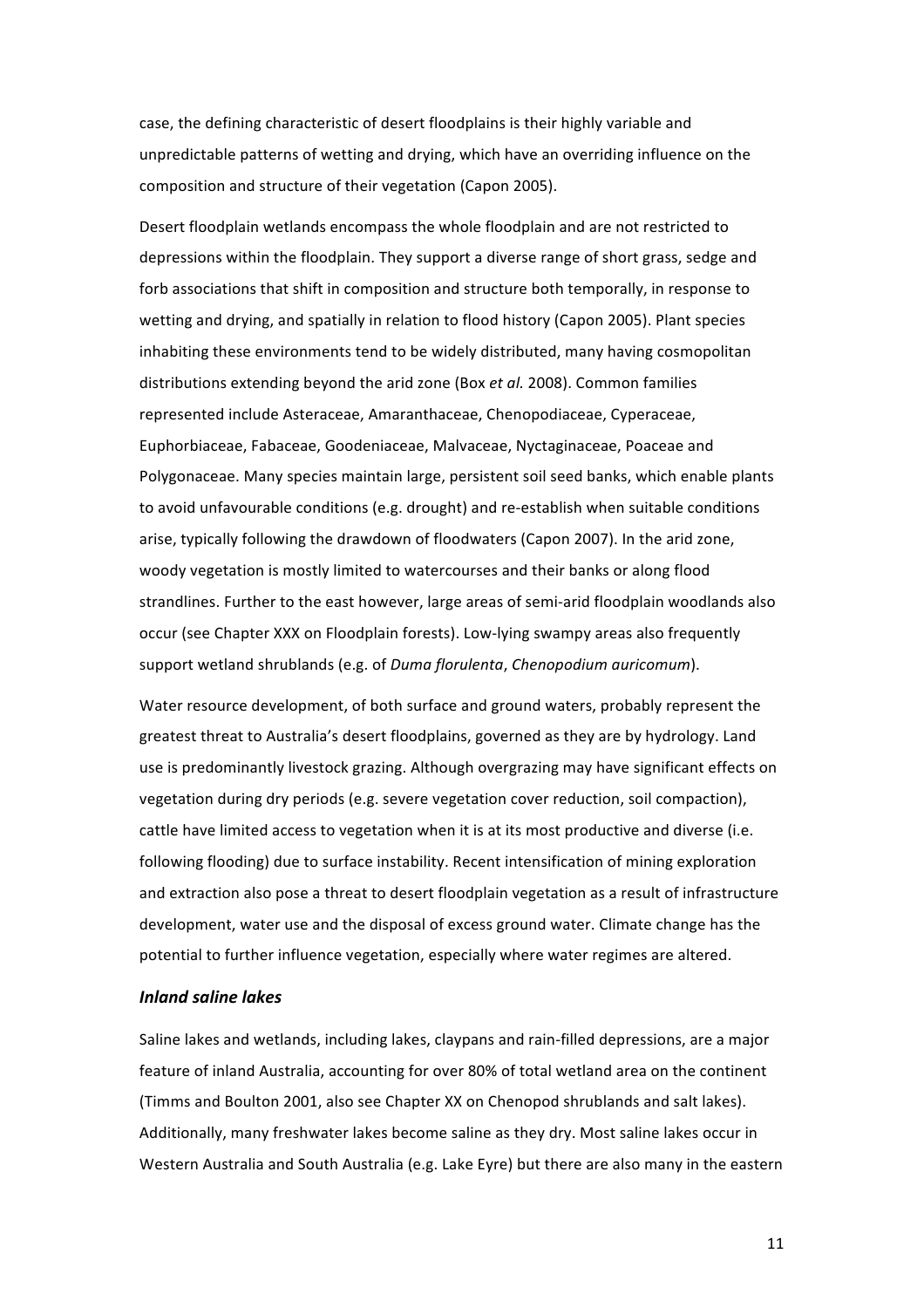case, the defining characteristic of desert floodplains is their highly variable and unpredictable patterns of wetting and drying, which have an overriding influence on the composition and structure of their vegetation (Capon 2005).

Desert floodplain wetlands encompass the whole floodplain and are not restricted to depressions within the floodplain. They support a diverse range of short grass, sedge and forb associations that shift in composition and structure both temporally, in response to wetting and drying, and spatially in relation to flood history (Capon 2005). Plant species inhabiting these environments tend to be widely distributed, many having cosmopolitan distributions extending beyond the arid zone (Box *et al.* 2008). Common families represented include Asteraceae, Amaranthaceae, Chenopodiaceae, Cyperaceae, Euphorbiaceae, Fabaceae, Goodeniaceae, Malvaceae, Nyctaginaceae, Poaceae and Polygonaceae. Many species maintain large, persistent soil seed banks, which enable plants to avoid unfavourable conditions (e.g. drought) and re-establish when suitable conditions arise, typically following the drawdown of floodwaters (Capon 2007). In the arid zone, woody vegetation is mostly limited to watercourses and their banks or along flood strandlines. Further to the east however, large areas of semi-arid floodplain woodlands also occur (see Chapter XXX on Floodplain forests). Low-lying swampy areas also frequently support wetland shrublands (e.g. of *Duma florulenta*, *Chenopodium auricomum*).

Water resource development, of both surface and ground waters, probably represent the greatest threat to Australia's desert floodplains, governed as they are by hydrology. Land use is predominantly livestock grazing. Although overgrazing may have significant effects on vegetation during dry periods (e.g. severe vegetation cover reduction, soil compaction), cattle have limited access to vegetation when it is at its most productive and diverse (i.e. following flooding) due to surface instability. Recent intensification of mining exploration and extraction also pose a threat to desert floodplain vegetation as a result of infrastructure development, water use and the disposal of excess ground water. Climate change has the potential to further influence vegetation, especially where water regimes are altered.

### *Inland saline lakes*

Saline lakes and wetlands, including lakes, claypans and rain-filled depressions, are a major feature of inland Australia, accounting for over 80% of total wetland area on the continent (Timms and Boulton 2001, also see Chapter XX on Chenopod shrublands and salt lakes). Additionally, many freshwater lakes become saline as they dry. Most saline lakes occur in Western Australia and South Australia (e.g. Lake Eyre) but there are also many in the eastern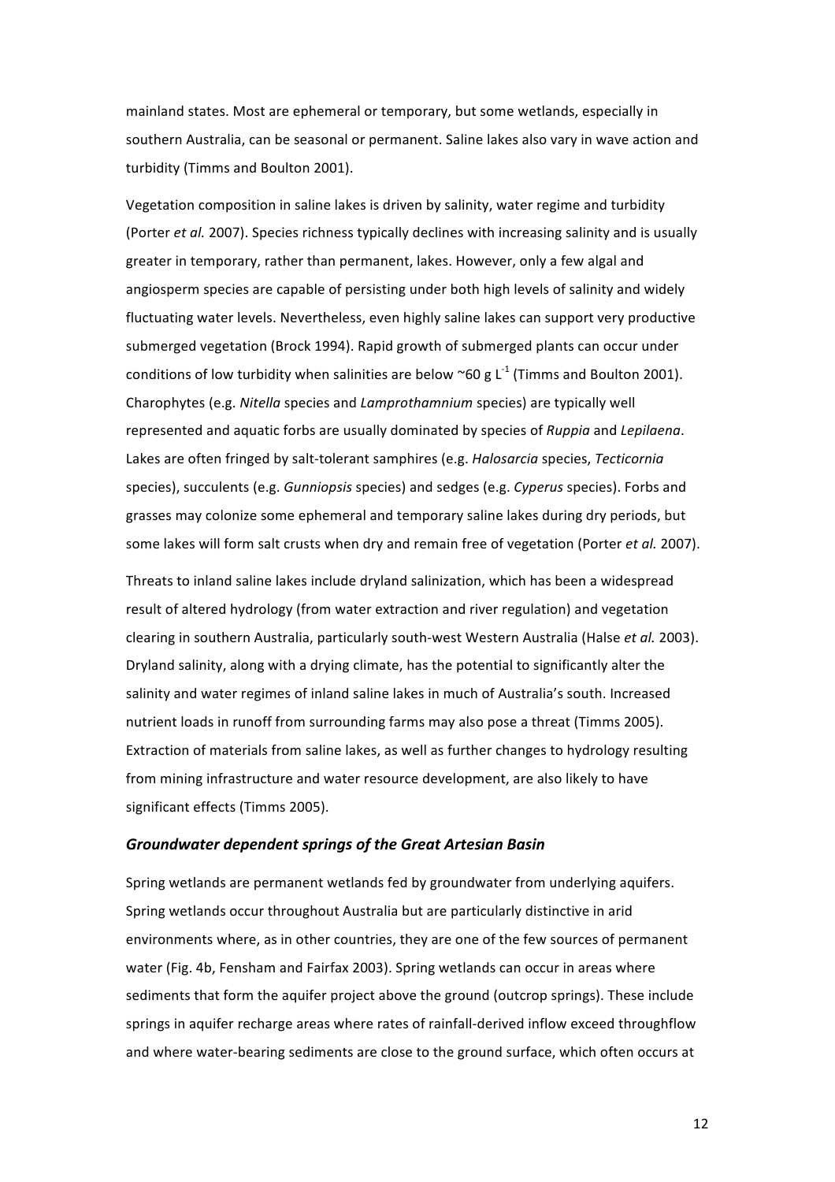mainland states. Most are ephemeral or temporary, but some wetlands, especially in southern Australia, can be seasonal or permanent. Saline lakes also vary in wave action and turbidity (Timms and Boulton 2001).

Vegetation composition in saline lakes is driven by salinity, water regime and turbidity (Porter *et al.* 2007). Species richness typically declines with increasing salinity and is usually greater in temporary, rather than permanent, lakes. However, only a few algal and angiosperm species are capable of persisting under both high levels of salinity and widely fluctuating water levels. Nevertheless, even highly saline lakes can support very productive submerged vegetation (Brock 1994). Rapid growth of submerged plants can occur under conditions of low turbidity when salinities are below ~60 g $L^{-1}$ (Timms and Boulton 2001). Charophytes (e.g. *Nitella* species and *Lamprothamnium* species) are typically well represented and aquatic forbs are usually dominated by species of *Ruppia* and *Lepilaena*. Lakes are often fringed by salt-tolerant samphires (e.g. *Halosarcia* species, *Tecticornia* species), succulents (e.g. *Gunniopsis* species) and sedges (e.g. *Cyperus* species). Forbs and grasses may colonize some ephemeral and temporary saline lakes during dry periods, but some lakes will form salt crusts when dry and remain free of vegetation (Porter *et al.* 2007).

Threats to inland saline lakes include dryland salinization, which has been a widespread result of altered hydrology (from water extraction and river regulation) and vegetation clearing in southern Australia, particularly south-west Western Australia (Halse *et al.* 2003). Dryland salinity, along with a drying climate, has the potential to significantly alter the salinity and water regimes of inland saline lakes in much of Australia's south. Increased nutrient loads in runoff from surrounding farms may also pose a threat (Timms 2005). Extraction of materials from saline lakes, as well as further changes to hydrology resulting from mining infrastructure and water resource development, are also likely to have significant effects (Timms 2005).

### *Groundwater dependent springs of the Great Artesian Basin*

Spring wetlands are permanent wetlands fed by groundwater from underlying aquifers. Spring wetlands occur throughout Australia but are particularly distinctive in arid environments where, as in other countries, they are one of the few sources of permanent water (Fig. 4b, Fensham and Fairfax 2003). Spring wetlands can occur in areas where sediments that form the aquifer project above the ground (outcrop springs). These include springs in aquifer recharge areas where rates of rainfall-derived inflow exceed throughflow and where water-bearing sediments are close to the ground surface, which often occurs at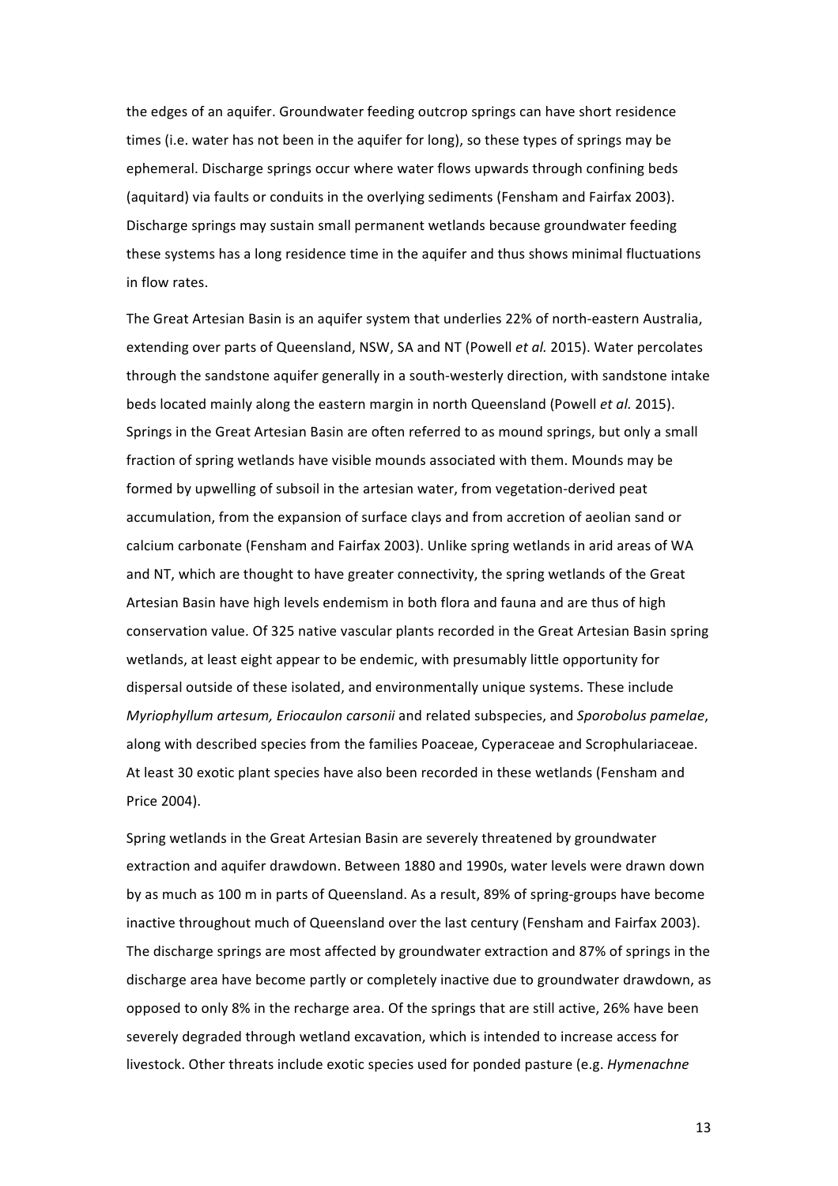the edges of an aquifer. Groundwater feeding outcrop springs can have short residence times (i.e. water has not been in the aquifer for long), so these types of springs may be ephemeral. Discharge springs occur where water flows upwards through confining beds (aquitard) via faults or conduits in the overlying sediments (Fensham and Fairfax 2003). Discharge springs may sustain small permanent wetlands because groundwater feeding these systems has a long residence time in the aquifer and thus shows minimal fluctuations in flow rates.

The Great Artesian Basin is an aquifer system that underlies 22% of north-eastern Australia, extending over parts of Queensland, NSW, SA and NT (Powell *et al.* 2015). Water percolates through the sandstone aquifer generally in a south-westerly direction, with sandstone intake beds located mainly along the eastern margin in north Queensland (Powell *et al.* 2015). Springs in the Great Artesian Basin are often referred to as mound springs, but only a small fraction of spring wetlands have visible mounds associated with them. Mounds may be formed by upwelling of subsoil in the artesian water, from vegetation-derived peat accumulation, from the expansion of surface clays and from accretion of aeolian sand or calcium carbonate (Fensham and Fairfax 2003). Unlike spring wetlands in arid areas of WA and NT, which are thought to have greater connectivity, the spring wetlands of the Great Artesian Basin have high levels endemism in both flora and fauna and are thus of high conservation value. Of 325 native vascular plants recorded in the Great Artesian Basin spring wetlands, at least eight appear to be endemic, with presumably little opportunity for dispersal outside of these isolated, and environmentally unique systems. These include *Myriophyllum artesum, Eriocaulon carsonii* and related subspecies, and *Sporobolus pamelae*, along with described species from the families Poaceae, Cyperaceae and Scrophulariaceae. At least 30 exotic plant species have also been recorded in these wetlands (Fensham and Price 2004).

Spring wetlands in the Great Artesian Basin are severely threatened by groundwater extraction and aquifer drawdown. Between 1880 and 1990s, water levels were drawn down by as much as 100 m in parts of Queensland. As a result, 89% of spring-groups have become inactive throughout much of Queensland over the last century (Fensham and Fairfax 2003). The discharge springs are most affected by groundwater extraction and 87% of springs in the discharge area have become partly or completely inactive due to groundwater drawdown, as opposed to only 8% in the recharge area. Of the springs that are still active, 26% have been severely degraded through wetland excavation, which is intended to increase access for livestock. Other threats include exotic species used for ponded pasture (e.g. *Hymenachne*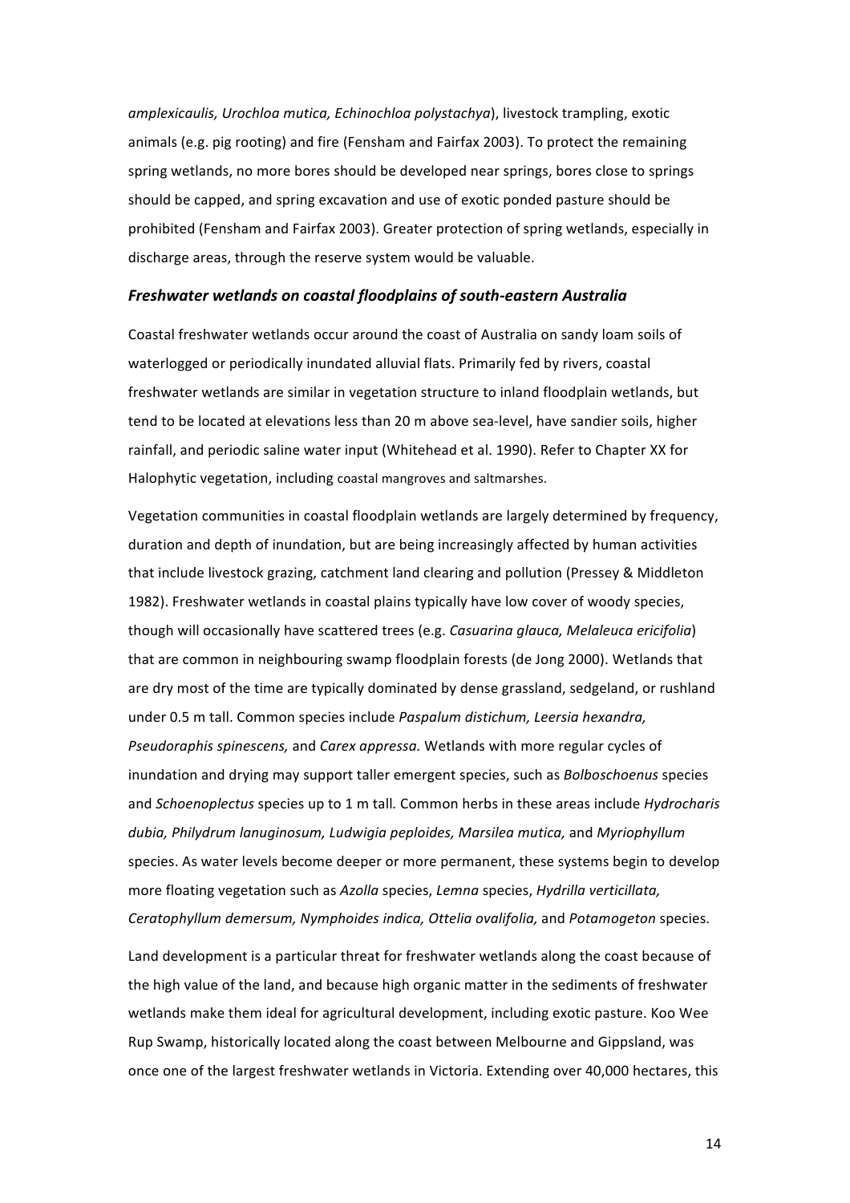*amplexicaulis, Urochloa mutica, Echinochloa polystachya*), livestock trampling, exotic animals (e.g. pig rooting) and fire (Fensham and Fairfax 2003). To protect the remaining spring wetlands, no more bores should be developed near springs, bores close to springs should be capped, and spring excavation and use of exotic ponded pasture should be prohibited (Fensham and Fairfax 2003). Greater protection of spring wetlands, especially in discharge areas, through the reserve system would be valuable.

### *Freshwater wetlands on coastal floodplains of south-eastern Australia*

Coastal freshwater wetlands occur around the coast of Australia on sandy loam soils of waterlogged or periodically inundated alluvial flats. Primarily fed by rivers, coastal freshwater wetlands are similar in vegetation structure to inland floodplain wetlands, but tend to be located at elevations less than 20 m above sea-level, have sandier soils, higher rainfall, and periodic saline water input (Whitehead et al. 1990). Refer to Chapter XX for Halophytic vegetation, including coastal mangroves and saltmarshes.

Vegetation communities in coastal floodplain wetlands are largely determined by frequency, duration and depth of inundation, but are being increasingly affected by human activities that include livestock grazing, catchment land clearing and pollution (Pressey & Middleton 1982). Freshwater wetlands in coastal plains typically have low cover of woody species, though will occasionally have scattered trees (e.g. *Casuarina glauca, Melaleuca ericifolia*) that are common in neighbouring swamp floodplain forests (de Jong 2000). Wetlands that are dry most of the time are typically dominated by dense grassland, sedgeland, or rushland under 0.5 m tall. Common species include *Paspalum distichum, Leersia hexandra, Pseudoraphis spinescens,* and *Carex appressa.* Wetlands with more regular cycles of inundation and drying may support taller emergent species, such as *Bolboschoenus* species and *Schoenoplectus* species up to 1 m tall. Common herbs in these areas include *Hydrocharis dubia, Philydrum lanuginosum, Ludwigia peploides, Marsilea mutica,* and *Myriophyllum* species. As water levels become deeper or more permanent, these systems begin to develop more floating vegetation such as *Azolla* species, *Lemna* species, *Hydrilla verticillata, Ceratophyllum demersum, Nymphoides indica, Ottelia ovalifolia,* and *Potamogeton* species.

Land development is a particular threat for freshwater wetlands along the coast because of the high value of the land, and because high organic matter in the sediments of freshwater wetlands make them ideal for agricultural development, including exotic pasture. Koo Wee Rup Swamp, historically located along the coast between Melbourne and Gippsland, was once one of the largest freshwater wetlands in Victoria. Extending over 40,000 hectares, this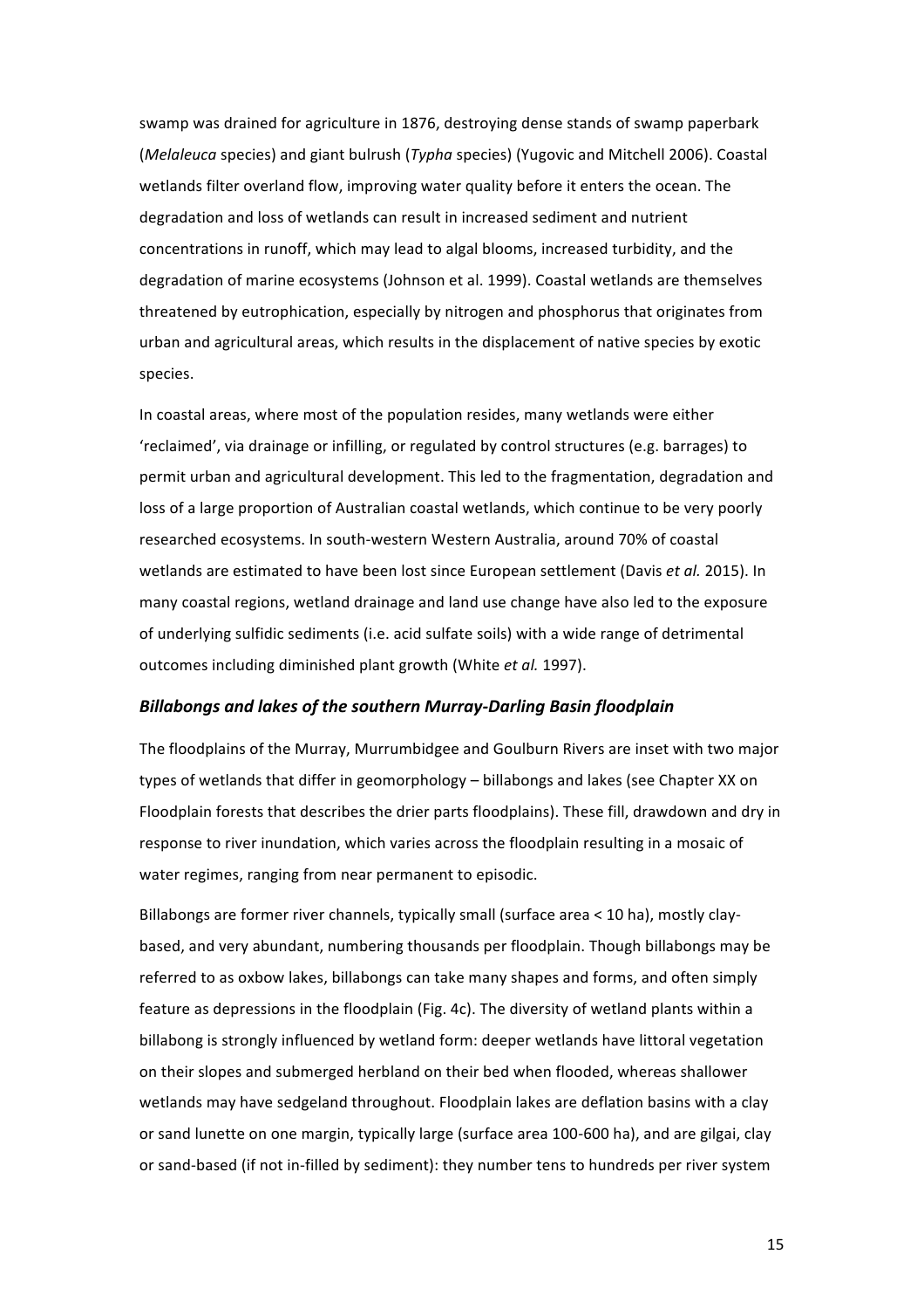swamp was drained for agriculture in 1876, destroying dense stands of swamp paperbark (*Melaleuca* species) and giant bulrush (*Typha* species) (Yugovic and Mitchell 2006). Coastal wetlands filter overland flow, improving water quality before it enters the ocean. The degradation and loss of wetlands can result in increased sediment and nutrient concentrations in runoff, which may lead to algal blooms, increased turbidity, and the degradation of marine ecosystems (Johnson et al. 1999). Coastal wetlands are themselves threatened by eutrophication, especially by nitrogen and phosphorus that originates from urban and agricultural areas, which results in the displacement of native species by exotic species.

In coastal areas, where most of the population resides, many wetlands were either 'reclaimed', via drainage or infilling, or regulated by control structures (e.g. barrages) to permit urban and agricultural development. This led to the fragmentation, degradation and loss of a large proportion of Australian coastal wetlands, which continue to be very poorly researched ecosystems. In south-western Western Australia, around 70% of coastal wetlands are estimated to have been lost since European settlement (Davis *et al.* 2015). In many coastal regions, wetland drainage and land use change have also led to the exposure of underlying sulfidic sediments (i.e. acid sulfate soils) with a wide range of detrimental outcomes including diminished plant growth (White *et al.* 1997).

### *Billabongs and lakes of the southern Murray-Darling Basin floodplain*

The floodplains of the Murray, Murrumbidgee and Goulburn Rivers are inset with two major types of wetlands that differ in geomorphology – billabongs and lakes (see Chapter XX on Floodplain forests that describes the drier parts floodplains). These fill, drawdown and dry in response to river inundation, which varies across the floodplain resulting in a mosaic of water regimes, ranging from near permanent to episodic.

Billabongs are former river channels, typically small (surface area < 10 ha), mostly clay-based, and very abundant, numbering thousands per floodplain. Though billabongs may be referred to as oxbow lakes, billabongs can take many shapes and forms, and often simply feature as depressions in the floodplain (Fig. 4c). The diversity of wetland plants within a billabong is strongly influenced by wetland form: deeper wetlands have littoral vegetation on their slopes and submerged herbland on their bed when flooded, whereas shallower wetlands may have sedgeland throughout. Floodplain lakes are deflation basins with a clay or sand lunette on one margin, typically large (surface area 100-600 ha), and are gilgai, clay or sand-based (if not in-filled by sediment): they number tens to hundreds per river system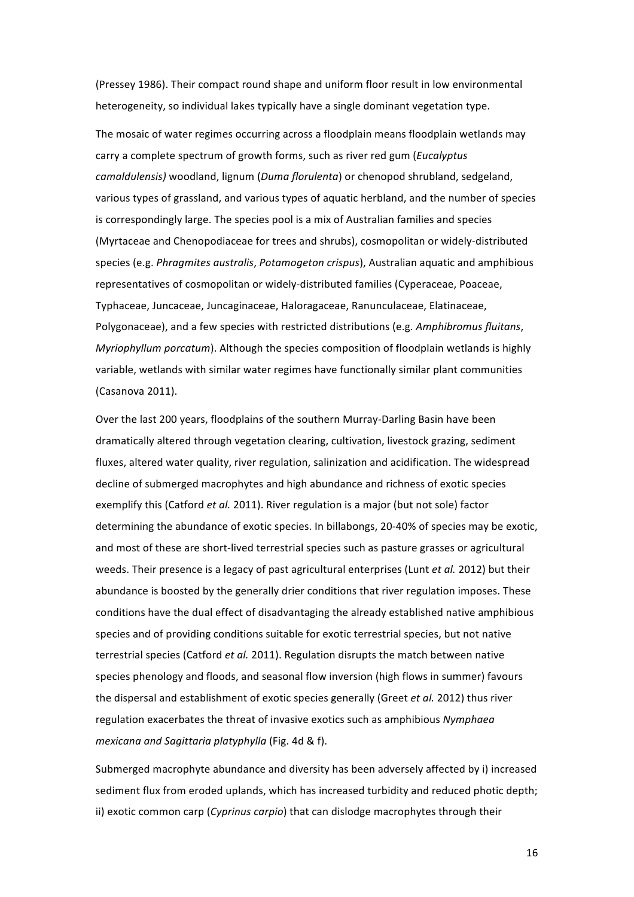(Pressey 1986). Their compact round shape and uniform floor result in low environmental heterogeneity, so individual lakes typically have a single dominant vegetation type.

The mosaic of water regimes occurring across a floodplain means floodplain wetlands may carry a complete spectrum of growth forms, such as river red gum (*Eucalyptus camaldulensis)* woodland, lignum (*Duma florulenta*) or chenopod shrubland, sedgeland, various types of grassland, and various types of aquatic herbland, and the number of species is correspondingly large. The species pool is a mix of Australian families and species (Myrtaceae and Chenopodiaceae for trees and shrubs), cosmopolitan or widely-distributed species (e.g. *Phragmites australis*, *Potamogeton crispus*), Australian aquatic and amphibious representatives of cosmopolitan or widely-distributed families (Cyperaceae, Poaceae, Typhaceae, Juncaceae, Juncaginaceae, Haloragaceae, Ranunculaceae, Elatinaceae, Polygonaceae), and a few species with restricted distributions (e.g. *Amphibromus fluitans*, *Myriophyllum porcatum*). Although the species composition of floodplain wetlands is highly variable, wetlands with similar water regimes have functionally similar plant communities (Casanova 2011).

Over the last 200 years, floodplains of the southern Murray-Darling Basin have been dramatically altered through vegetation clearing, cultivation, livestock grazing, sediment fluxes, altered water quality, river regulation, salinization and acidification. The widespread decline of submerged macrophytes and high abundance and richness of exotic species exemplify this (Catford *et al.* 2011). River regulation is a major (but not sole) factor determining the abundance of exotic species. In billabongs, 20-40% of species may be exotic, and most of these are short-lived terrestrial species such as pasture grasses or agricultural weeds. Their presence is a legacy of past agricultural enterprises (Lunt *et al.* 2012) but their abundance is boosted by the generally drier conditions that river regulation imposes. These conditions have the dual effect of disadvantaging the already established native amphibious species and of providing conditions suitable for exotic terrestrial species, but not native terrestrial species (Catford *et al.* 2011). Regulation disrupts the match between native species phenology and floods, and seasonal flow inversion (high flows in summer) favours the dispersal and establishment of exotic species generally (Greet *et al.* 2012) thus river regulation exacerbates the threat of invasive exotics such as amphibious *Nymphaea mexicana and Sagittaria platyphylla* (Fig. 4d & f).

Submerged macrophyte abundance and diversity has been adversely affected by i) increased sediment flux from eroded uplands, which has increased turbidity and reduced photic depth; ii) exotic common carp (*Cyprinus carpio*) that can dislodge macrophytes through their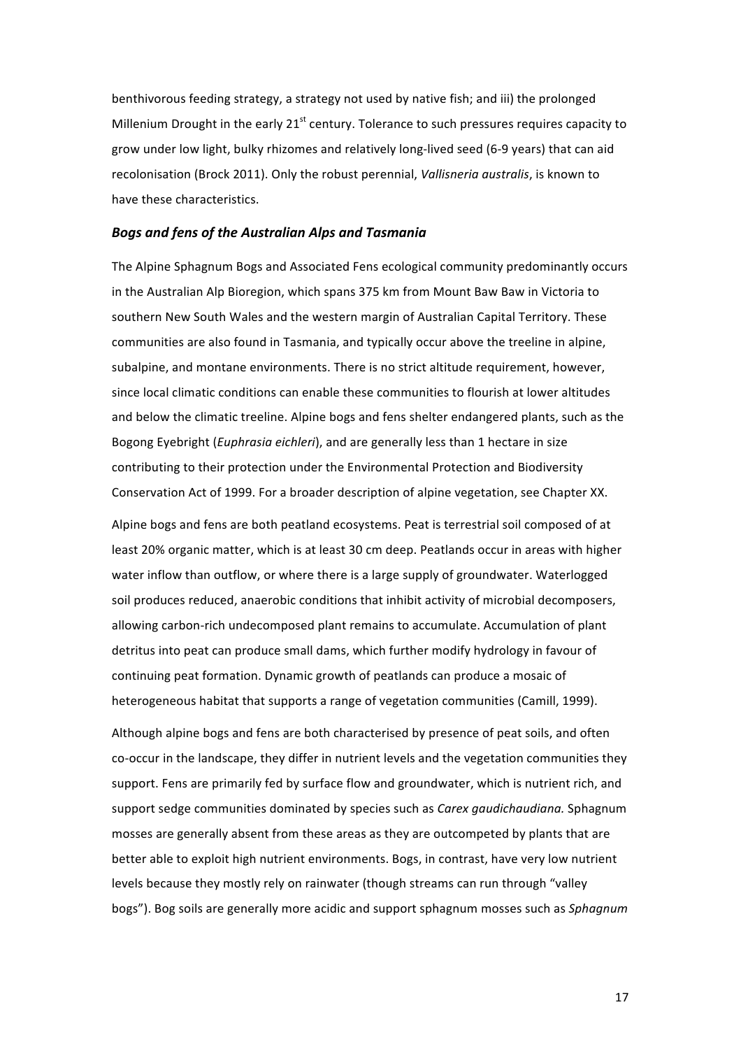benthivorous feeding strategy, a strategy not used by native fish; and iii) the prolonged Millenium Drought in the early 21$^{st}$ century. Tolerance to such pressures requires capacity to grow under low light, bulky rhizomes and relatively long-lived seed (6-9 years) that can aid recolonisation (Brock 2011). Only the robust perennial, *Vallisneria australis*, is known to have these characteristics.

### *Bogs and fens of the Australian Alps and Tasmania*

The Alpine Sphagnum Bogs and Associated Fens ecological community predominantly occurs in the Australian Alp Bioregion, which spans 375 km from Mount Baw Baw in Victoria to southern New South Wales and the western margin of Australian Capital Territory. These communities are also found in Tasmania, and typically occur above the treeline in alpine, subalpine, and montane environments. There is no strict altitude requirement, however, since local climatic conditions can enable these communities to flourish at lower altitudes and below the climatic treeline. Alpine bogs and fens shelter endangered plants, such as the Bogong Eyebright (*Euphrasia eichleri*), and are generally less than 1 hectare in size contributing to their protection under the Environmental Protection and Biodiversity Conservation Act of 1999. For a broader description of alpine vegetation, see Chapter XX.

Alpine bogs and fens are both peatland ecosystems. Peat is terrestrial soil composed of at least 20% organic matter, which is at least 30 cm deep. Peatlands occur in areas with higher water inflow than outflow, or where there is a large supply of groundwater. Waterlogged soil produces reduced, anaerobic conditions that inhibit activity of microbial decomposers, allowing carbon-rich undecomposed plant remains to accumulate. Accumulation of plant detritus into peat can produce small dams, which further modify hydrology in favour of continuing peat formation. Dynamic growth of peatlands can produce a mosaic of heterogeneous habitat that supports a range of vegetation communities (Camill, 1999).

Although alpine bogs and fens are both characterised by presence of peat soils, and often co-occur in the landscape, they differ in nutrient levels and the vegetation communities they support. Fens are primarily fed by surface flow and groundwater, which is nutrient rich, and support sedge communities dominated by species such as *Carex gaudichaudiana.* Sphagnum mosses are generally absent from these areas as they are outcompeted by plants that are better able to exploit high nutrient environments. Bogs, in contrast, have very low nutrient levels because they mostly rely on rainwater (though streams can run through "valley bogs"). Bog soils are generally more acidic and support sphagnum mosses such as *Sphagnum*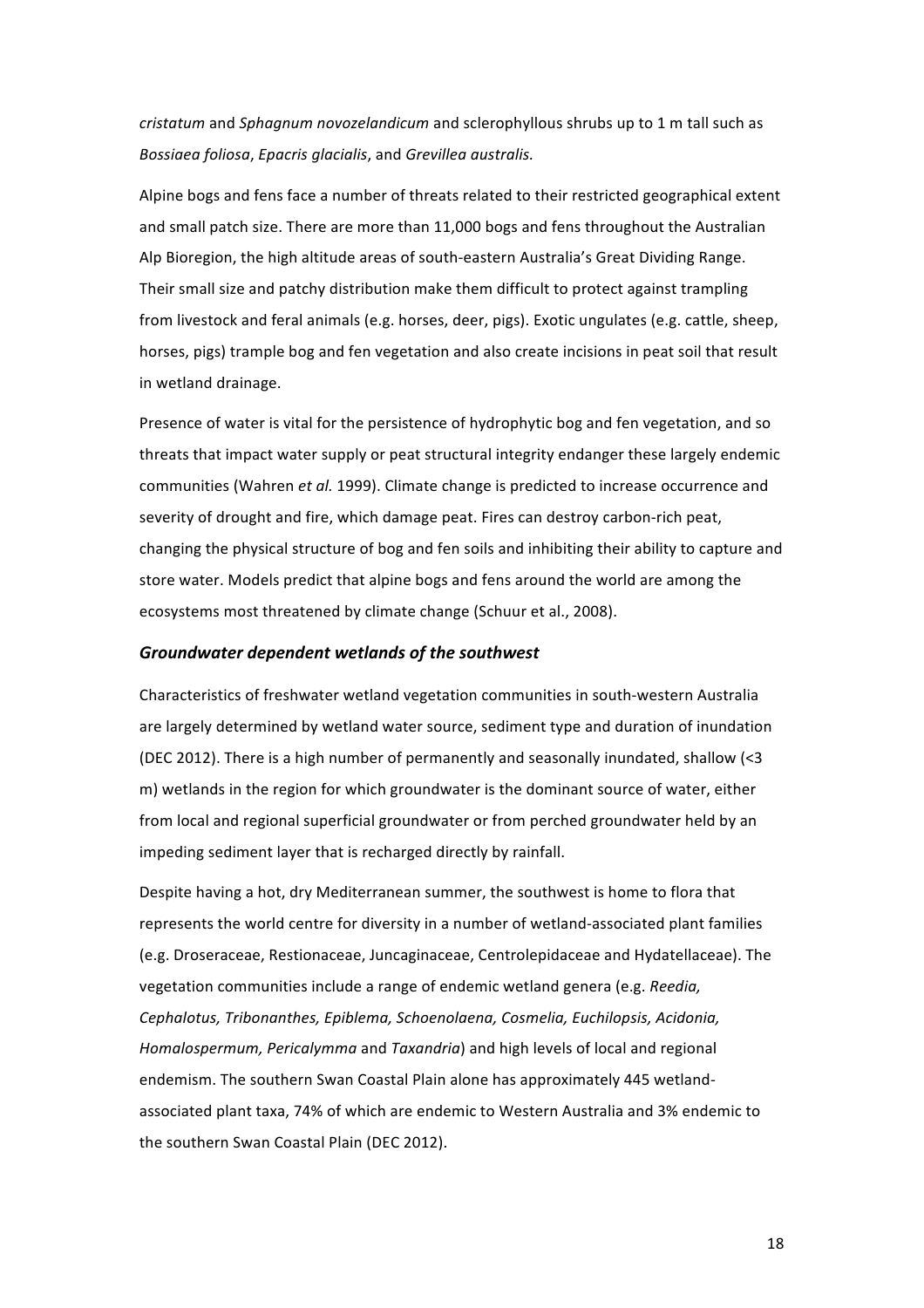*cristatum* and *Sphagnum novozelandicum* and sclerophyllous shrubs up to 1 m tall such as *Bossiaea foliosa*, *Epacris glacialis*, and *Grevillea australis.*

Alpine bogs and fens face a number of threats related to their restricted geographical extent and small patch size. There are more than 11,000 bogs and fens throughout the Australian Alp Bioregion, the high altitude areas of south-eastern Australia's Great Dividing Range. Their small size and patchy distribution make them difficult to protect against trampling from livestock and feral animals (e.g. horses, deer, pigs). Exotic ungulates (e.g. cattle, sheep, horses, pigs) trample bog and fen vegetation and also create incisions in peat soil that result in wetland drainage.

Presence of water is vital for the persistence of hydrophytic bog and fen vegetation, and so threats that impact water supply or peat structural integrity endanger these largely endemic communities (Wahren *et al.* 1999). Climate change is predicted to increase occurrence and severity of drought and fire, which damage peat. Fires can destroy carbon-rich peat, changing the physical structure of bog and fen soils and inhibiting their ability to capture and store water. Models predict that alpine bogs and fens around the world are among the ecosystems most threatened by climate change (Schuur et al., 2008).

### *Groundwater dependent wetlands of the southwest*

Characteristics of freshwater wetland vegetation communities in south-western Australia are largely determined by wetland water source, sediment type and duration of inundation (DEC 2012). There is a high number of permanently and seasonally inundated, shallow (<3 m) wetlands in the region for which groundwater is the dominant source of water, either from local and regional superficial groundwater or from perched groundwater held by an impeding sediment layer that is recharged directly by rainfall.

Despite having a hot, dry Mediterranean summer, the southwest is home to flora that represents the world centre for diversity in a number of wetland-associated plant families (e.g. Droseraceae, Restionaceae, Juncaginaceae, Centrolepidaceae and Hydatellaceae). The vegetation communities include a range of endemic wetland genera (e.g. *Reedia, Cephalotus, Tribonanthes, Epiblema, Schoenolaena, Cosmelia, Euchilopsis, Acidonia, Homalospermum, Pericalymma* and *Taxandria*) and high levels of local and regional endemism. The southern Swan Coastal Plain alone has approximately 445 wetland-associated plant taxa, 74% of which are endemic to Western Australia and 3% endemic to the southern Swan Coastal Plain (DEC 2012).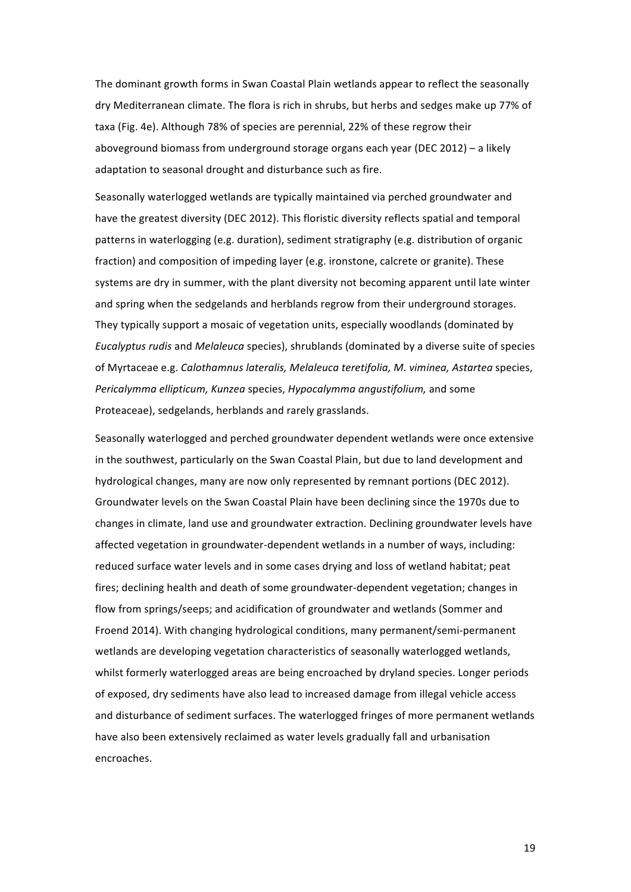The dominant growth forms in Swan Coastal Plain wetlands appear to reflect the seasonally dry Mediterranean climate. The flora is rich in shrubs, but herbs and sedges make up 77% of taxa (Fig. 4e). Although 78% of species are perennial, 22% of these regrow their aboveground biomass from underground storage organs each year (DEC 2012) – a likely adaptation to seasonal drought and disturbance such as fire.

Seasonally waterlogged wetlands are typically maintained via perched groundwater and have the greatest diversity (DEC 2012). This floristic diversity reflects spatial and temporal patterns in waterlogging (e.g. duration), sediment stratigraphy (e.g. distribution of organic fraction) and composition of impeding layer (e.g. ironstone, calcrete or granite). These systems are dry in summer, with the plant diversity not becoming apparent until late winter and spring when the sedgelands and herblands regrow from their underground storages. They typically support a mosaic of vegetation units, especially woodlands (dominated by *Eucalyptus rudis* and *Melaleuca* species), shrublands (dominated by a diverse suite of species of Myrtaceae e.g. *Calothamnus lateralis, Melaleuca teretifolia, M. viminea, Astartea* species, *Pericalymma ellipticum, Kunzea* species, *Hypocalymma angustifolium,* and some Proteaceae), sedgelands, herblands and rarely grasslands.

Seasonally waterlogged and perched groundwater dependent wetlands were once extensive in the southwest, particularly on the Swan Coastal Plain, but due to land development and hydrological changes, many are now only represented by remnant portions (DEC 2012). Groundwater levels on the Swan Coastal Plain have been declining since the 1970s due to changes in climate, land use and groundwater extraction. Declining groundwater levels have affected vegetation in groundwater-dependent wetlands in a number of ways, including: reduced surface water levels and in some cases drying and loss of wetland habitat; peat fires; declining health and death of some groundwater-dependent vegetation; changes in flow from springs/seeps; and acidification of groundwater and wetlands (Sommer and Froend 2014). With changing hydrological conditions, many permanent/semi-permanent wetlands are developing vegetation characteristics of seasonally waterlogged wetlands, whilst formerly waterlogged areas are being encroached by dryland species. Longer periods of exposed, dry sediments have also lead to increased damage from illegal vehicle access and disturbance of sediment surfaces. The waterlogged fringes of more permanent wetlands have also been extensively reclaimed as water levels gradually fall and urbanisation encroaches.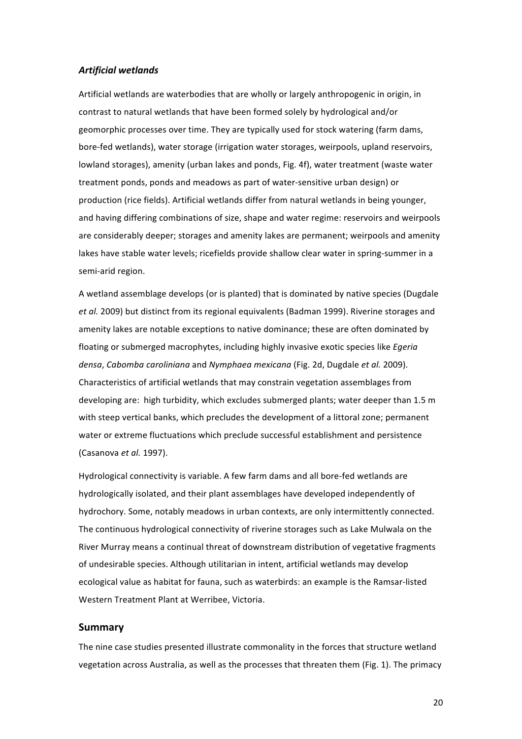### *Artificial wetlands*

Artificial wetlands are waterbodies that are wholly or largely anthropogenic in origin, in contrast to natural wetlands that have been formed solely by hydrological and/or geomorphic processes over time. They are typically used for stock watering (farm dams, bore-fed wetlands), water storage (irrigation water storages, weirpools, upland reservoirs, lowland storages), amenity (urban lakes and ponds, Fig. 4f), water treatment (waste water treatment ponds, ponds and meadows as part of water-sensitive urban design) or production (rice fields). Artificial wetlands differ from natural wetlands in being younger, and having differing combinations of size, shape and water regime: reservoirs and weirpools are considerably deeper; storages and amenity lakes are permanent; weirpools and amenity lakes have stable water levels; ricefields provide shallow clear water in spring-summer in a semi-arid region.

A wetland assemblage develops (or is planted) that is dominated by native species (Dugdale *et al.* 2009) but distinct from its regional equivalents (Badman 1999). Riverine storages and amenity lakes are notable exceptions to native dominance; these are often dominated by floating or submerged macrophytes, including highly invasive exotic species like *Egeria densa*, *Cabomba caroliniana* and *Nymphaea mexicana* (Fig. 2d, Dugdale *et al.* 2009). Characteristics of artificial wetlands that may constrain vegetation assemblages from developing are: high turbidity, which excludes submerged plants; water deeper than 1.5 m with steep vertical banks, which precludes the development of a littoral zone; permanent water or extreme fluctuations which preclude successful establishment and persistence (Casanova *et al.* 1997).

Hydrological connectivity is variable. A few farm dams and all bore-fed wetlands are hydrologically isolated, and their plant assemblages have developed independently of hydrochory. Some, notably meadows in urban contexts, are only intermittently connected. The continuous hydrological connectivity of riverine storages such as Lake Mulwala on the River Murray means a continual threat of downstream distribution of vegetative fragments of undesirable species. Although utilitarian in intent, artificial wetlands may develop ecological value as habitat for fauna, such as waterbirds: an example is the Ramsar-listed Western Treatment Plant at Werribee, Victoria.

## Summary

The nine case studies presented illustrate commonality in the forces that structure wetland vegetation across Australia, as well as the processes that threaten them (Fig. 1). The primacy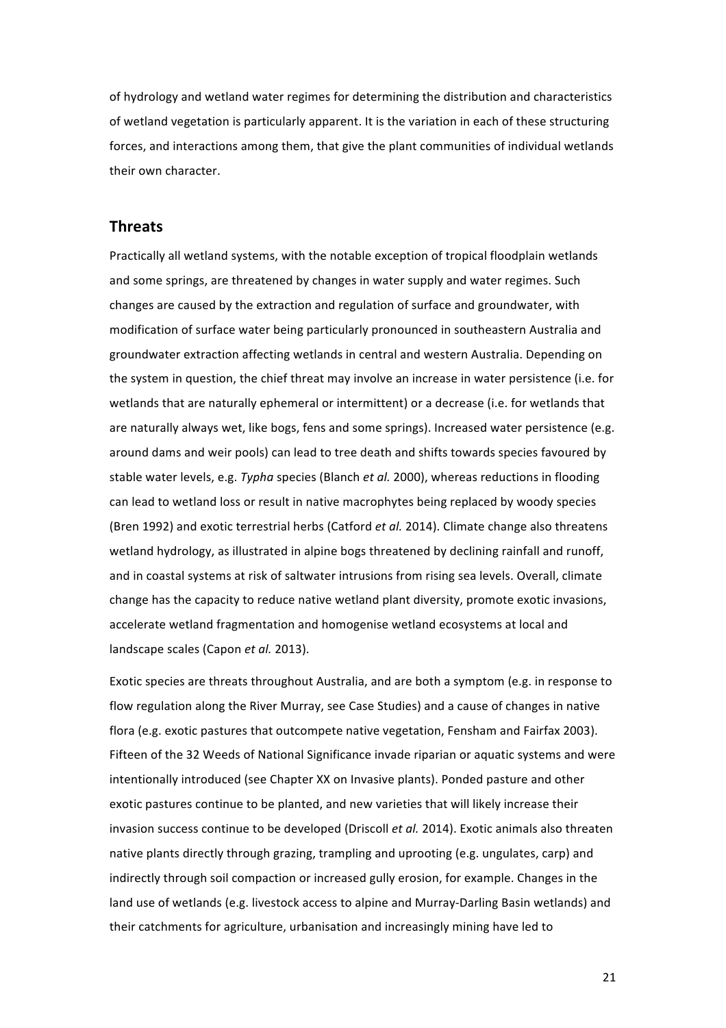of hydrology and wetland water regimes for determining the distribution and characteristics of wetland vegetation is particularly apparent. It is the variation in each of these structuring forces, and interactions among them, that give the plant communities of individual wetlands their own character.

## Threats

Practically all wetland systems, with the notable exception of tropical floodplain wetlands and some springs, are threatened by changes in water supply and water regimes. Such changes are caused by the extraction and regulation of surface and groundwater, with modification of surface water being particularly pronounced in southeastern Australia and groundwater extraction affecting wetlands in central and western Australia. Depending on the system in question, the chief threat may involve an increase in water persistence (i.e. for wetlands that are naturally ephemeral or intermittent) or a decrease (i.e. for wetlands that are naturally always wet, like bogs, fens and some springs). Increased water persistence (e.g. around dams and weir pools) can lead to tree death and shifts towards species favoured by stable water levels, e.g. *Typha* species (Blanch *et al.* 2000), whereas reductions in flooding can lead to wetland loss or result in native macrophytes being replaced by woody species (Bren 1992) and exotic terrestrial herbs (Catford *et al.* 2014). Climate change also threatens wetland hydrology, as illustrated in alpine bogs threatened by declining rainfall and runoff, and in coastal systems at risk of saltwater intrusions from rising sea levels. Overall, climate change has the capacity to reduce native wetland plant diversity, promote exotic invasions, accelerate wetland fragmentation and homogenise wetland ecosystems at local and landscape scales (Capon *et al.* 2013).

Exotic species are threats throughout Australia, and are both a symptom (e.g. in response to flow regulation along the River Murray, see Case Studies) and a cause of changes in native flora (e.g. exotic pastures that outcompete native vegetation, Fensham and Fairfax 2003). Fifteen of the 32 Weeds of National Significance invade riparian or aquatic systems and were intentionally introduced (see Chapter XX on Invasive plants). Ponded pasture and other exotic pastures continue to be planted, and new varieties that will likely increase their invasion success continue to be developed (Driscoll *et al.* 2014). Exotic animals also threaten native plants directly through grazing, trampling and uprooting (e.g. ungulates, carp) and indirectly through soil compaction or increased gully erosion, for example. Changes in the land use of wetlands (e.g. livestock access to alpine and Murray-Darling Basin wetlands) and their catchments for agriculture, urbanisation and increasingly mining have led to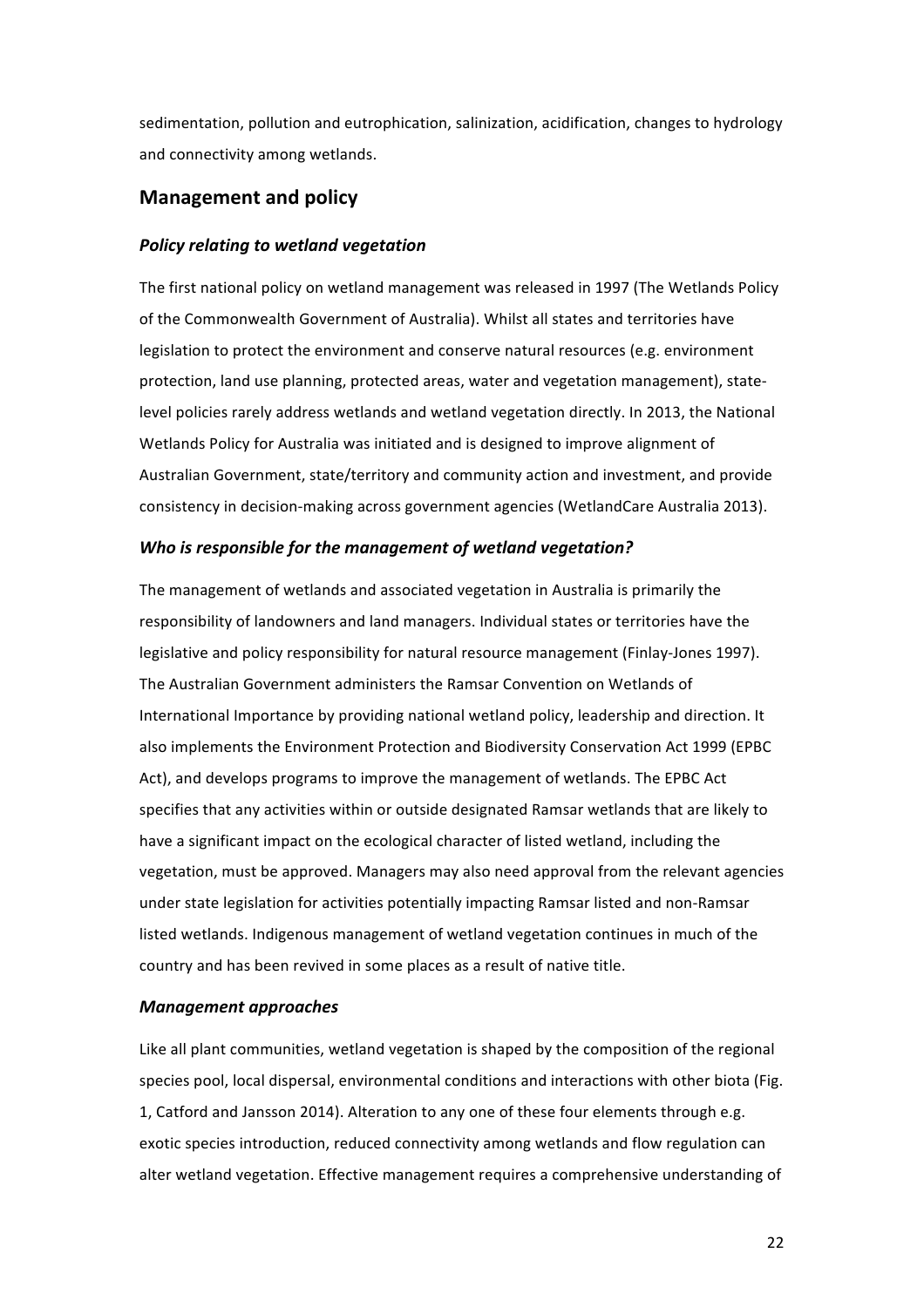sedimentation, pollution and eutrophication, salinization, acidification, changes to hydrology and connectivity among wetlands.

## Management and policy

### *Policy relating to wetland vegetation*

The first national policy on wetland management was released in 1997 (The Wetlands Policy of the Commonwealth Government of Australia). Whilst all states and territories have legislation to protect the environment and conserve natural resources (e.g. environment protection, land use planning, protected areas, water and vegetation management), state-level policies rarely address wetlands and wetland vegetation directly. In 2013, the National Wetlands Policy for Australia was initiated and is designed to improve alignment of Australian Government, state/territory and community action and investment, and provide consistency in decision-making across government agencies (WetlandCare Australia 2013).

### *Who is responsible for the management of wetland vegetation?*

The management of wetlands and associated vegetation in Australia is primarily the responsibility of landowners and land managers. Individual states or territories have the legislative and policy responsibility for natural resource management (Finlay-Jones 1997). The Australian Government administers the Ramsar Convention on Wetlands of International Importance by providing national wetland policy, leadership and direction. It also implements the Environment Protection and Biodiversity Conservation Act 1999 (EPBC Act), and develops programs to improve the management of wetlands. The EPBC Act specifies that any activities within or outside designated Ramsar wetlands that are likely to have a significant impact on the ecological character of listed wetland, including the vegetation, must be approved. Managers may also need approval from the relevant agencies under state legislation for activities potentially impacting Ramsar listed and non-Ramsar listed wetlands. Indigenous management of wetland vegetation continues in much of the country and has been revived in some places as a result of native title.

### *Management approaches*

Like all plant communities, wetland vegetation is shaped by the composition of the regional species pool, local dispersal, environmental conditions and interactions with other biota (Fig. 1, Catford and Jansson 2014). Alteration to any one of these four elements through e.g. exotic species introduction, reduced connectivity among wetlands and flow regulation can alter wetland vegetation. Effective management requires a comprehensive understanding of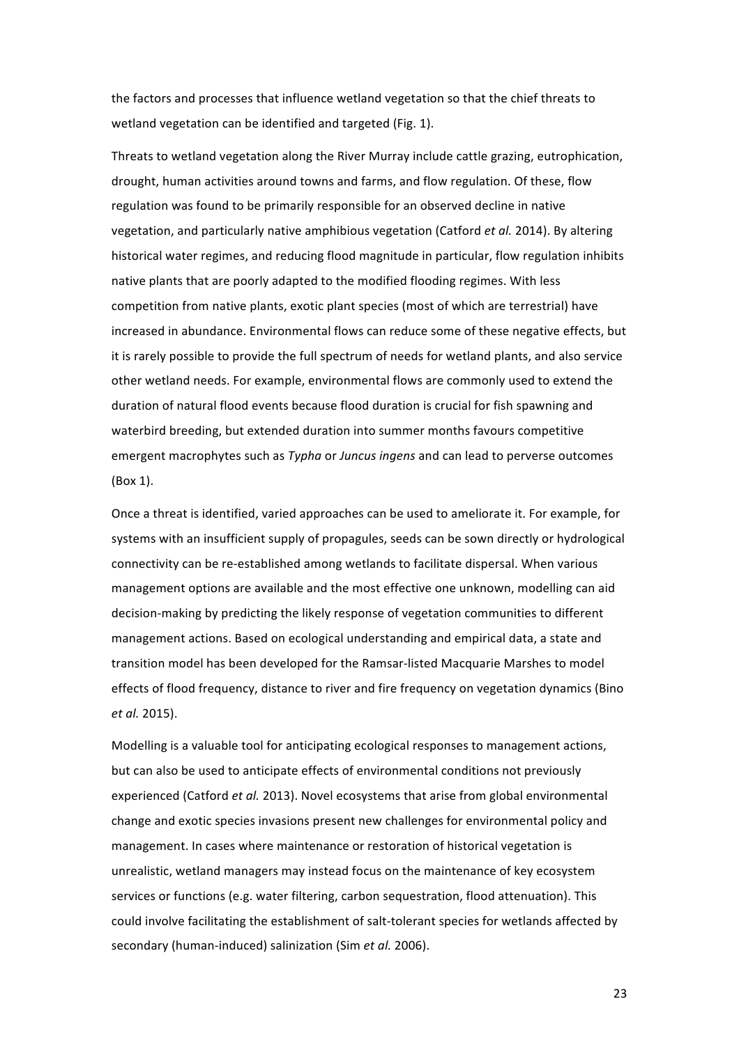the factors and processes that influence wetland vegetation so that the chief threats to wetland vegetation can be identified and targeted (Fig. 1).

Threats to wetland vegetation along the River Murray include cattle grazing, eutrophication, drought, human activities around towns and farms, and flow regulation. Of these, flow regulation was found to be primarily responsible for an observed decline in native vegetation, and particularly native amphibious vegetation (Catford *et al.* 2014). By altering historical water regimes, and reducing flood magnitude in particular, flow regulation inhibits native plants that are poorly adapted to the modified flooding regimes. With less competition from native plants, exotic plant species (most of which are terrestrial) have increased in abundance. Environmental flows can reduce some of these negative effects, but it is rarely possible to provide the full spectrum of needs for wetland plants, and also service other wetland needs. For example, environmental flows are commonly used to extend the duration of natural flood events because flood duration is crucial for fish spawning and waterbird breeding, but extended duration into summer months favours competitive emergent macrophytes such as *Typha* or *Juncus ingens* and can lead to perverse outcomes (Box 1).

Once a threat is identified, varied approaches can be used to ameliorate it. For example, for systems with an insufficient supply of propagules, seeds can be sown directly or hydrological connectivity can be re-established among wetlands to facilitate dispersal. When various management options are available and the most effective one unknown, modelling can aid decision-making by predicting the likely response of vegetation communities to different management actions. Based on ecological understanding and empirical data, a state and transition model has been developed for the Ramsar-listed Macquarie Marshes to model effects of flood frequency, distance to river and fire frequency on vegetation dynamics (Bino *et al.* 2015).

Modelling is a valuable tool for anticipating ecological responses to management actions, but can also be used to anticipate effects of environmental conditions not previously experienced (Catford *et al.* 2013). Novel ecosystems that arise from global environmental change and exotic species invasions present new challenges for environmental policy and management. In cases where maintenance or restoration of historical vegetation is unrealistic, wetland managers may instead focus on the maintenance of key ecosystem services or functions (e.g. water filtering, carbon sequestration, flood attenuation). This could involve facilitating the establishment of salt-tolerant species for wetlands affected by secondary (human-induced) salinization (Sim *et al.* 2006).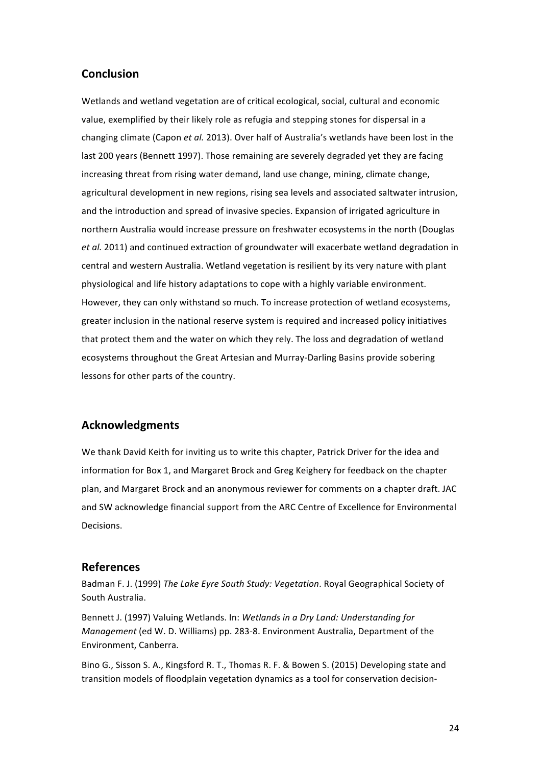## Conclusion

Wetlands and wetland vegetation are of critical ecological, social, cultural and economic value, exemplified by their likely role as refugia and stepping stones for dispersal in a changing climate (Capon *et al.* 2013). Over half of Australia's wetlands have been lost in the last 200 years (Bennett 1997). Those remaining are severely degraded yet they are facing increasing threat from rising water demand, land use change, mining, climate change, agricultural development in new regions, rising sea levels and associated saltwater intrusion, and the introduction and spread of invasive species. Expansion of irrigated agriculture in northern Australia would increase pressure on freshwater ecosystems in the north (Douglas *et al.* 2011) and continued extraction of groundwater will exacerbate wetland degradation in central and western Australia. Wetland vegetation is resilient by its very nature with plant physiological and life history adaptations to cope with a highly variable environment. However, they can only withstand so much. To increase protection of wetland ecosystems, greater inclusion in the national reserve system is required and increased policy initiatives that protect them and the water on which they rely. The loss and degradation of wetland ecosystems throughout the Great Artesian and Murray-Darling Basins provide sobering lessons for other parts of the country.

## Acknowledgments

We thank David Keith for inviting us to write this chapter, Patrick Driver for the idea and information for Box 1, and Margaret Brock and Greg Keighery for feedback on the chapter plan, and Margaret Brock and an anonymous reviewer for comments on a chapter draft. JAC and SW acknowledge financial support from the ARC Centre of Excellence for Environmental Decisions.

## References

Badman F. J. (1999) *The Lake Eyre South Study: Vegetation*. Royal Geographical Society of South Australia.

Bennett J. (1997) Valuing Wetlands. In: *Wetlands in a Dry Land: Understanding for Management* (ed W. D. Williams) pp. 283-8. Environment Australia, Department of the Environment, Canberra.

Bino G., Sisson S. A., Kingsford R. T., Thomas R. F. & Bowen S. (2015) Developing state and transition models of floodplain vegetation dynamics as a tool for conservation decision-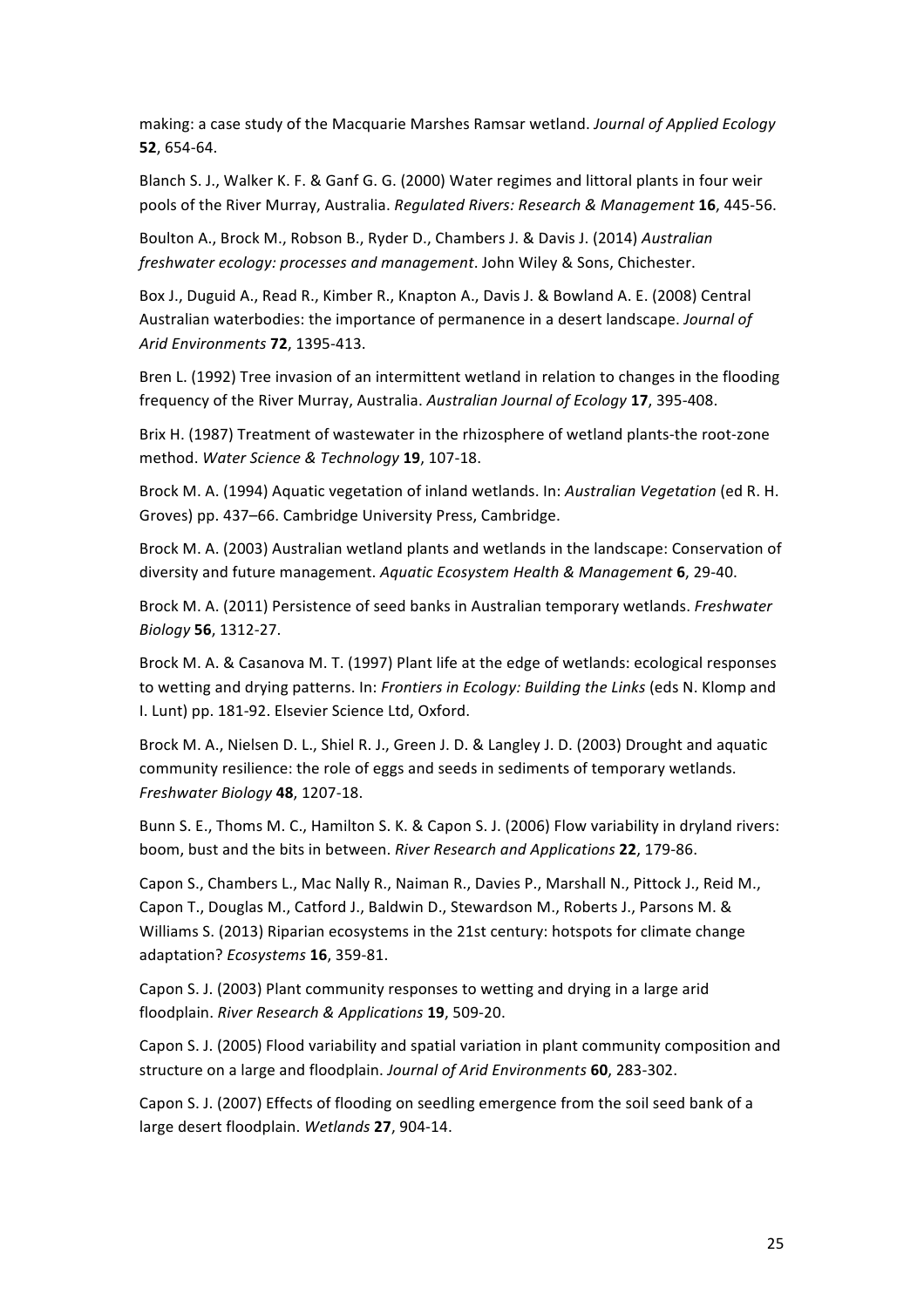making: a case study of the Macquarie Marshes Ramsar wetland. *Journal of Applied Ecology* **52**, 654-64.

Blanch S. J., Walker K. F. & Ganf G. G. (2000) Water regimes and littoral plants in four weir pools of the River Murray, Australia. *Regulated Rivers: Research & Management* **16**, 445-56.

Boulton A., Brock M., Robson B., Ryder D., Chambers J. & Davis J. (2014) *Australian freshwater ecology: processes and management*. John Wiley & Sons, Chichester.

Box J., Duguid A., Read R., Kimber R., Knapton A., Davis J. & Bowland A. E. (2008) Central Australian waterbodies: the importance of permanence in a desert landscape. *Journal of Arid Environments* **72**, 1395-413.

Bren L. (1992) Tree invasion of an intermittent wetland in relation to changes in the flooding frequency of the River Murray, Australia. *Australian Journal of Ecology* **17**, 395-408.

Brix H. (1987) Treatment of wastewater in the rhizosphere of wetland plants-the root-zone method. *Water Science & Technology* **19**, 107-18.

Brock M. A. (1994) Aquatic vegetation of inland wetlands. In: *Australian Vegetation* (ed R. H. Groves) pp. 437–66. Cambridge University Press, Cambridge.

Brock M. A. (2003) Australian wetland plants and wetlands in the landscape: Conservation of diversity and future management. *Aquatic Ecosystem Health & Management* **6**, 29-40.

Brock M. A. (2011) Persistence of seed banks in Australian temporary wetlands. *Freshwater Biology* **56**, 1312-27.

Brock M. A. & Casanova M. T. (1997) Plant life at the edge of wetlands: ecological responses to wetting and drying patterns. In: *Frontiers in Ecology: Building the Links* (eds N. Klomp and I. Lunt) pp. 181-92. Elsevier Science Ltd, Oxford.

Brock M. A., Nielsen D. L., Shiel R. J., Green J. D. & Langley J. D. (2003) Drought and aquatic community resilience: the role of eggs and seeds in sediments of temporary wetlands. *Freshwater Biology* **48**, 1207-18.

Bunn S. E., Thoms M. C., Hamilton S. K. & Capon S. J. (2006) Flow variability in dryland rivers: boom, bust and the bits in between. *River Research and Applications* **22**, 179-86.

Capon S., Chambers L., Mac Nally R., Naiman R., Davies P., Marshall N., Pittock J., Reid M., Capon T., Douglas M., Catford J., Baldwin D., Stewardson M., Roberts J., Parsons M. & Williams S. (2013) Riparian ecosystems in the 21st century: hotspots for climate change adaptation? *Ecosystems* **16**, 359-81.

Capon S. J. (2003) Plant community responses to wetting and drying in a large arid floodplain. *River Research & Applications* **19**, 509-20.

Capon S. J. (2005) Flood variability and spatial variation in plant community composition and structure on a large and floodplain. *Journal of Arid Environments* **60**, 283-302.

Capon S. J. (2007) Effects of flooding on seedling emergence from the soil seed bank of a large desert floodplain. *Wetlands* **27**, 904-14.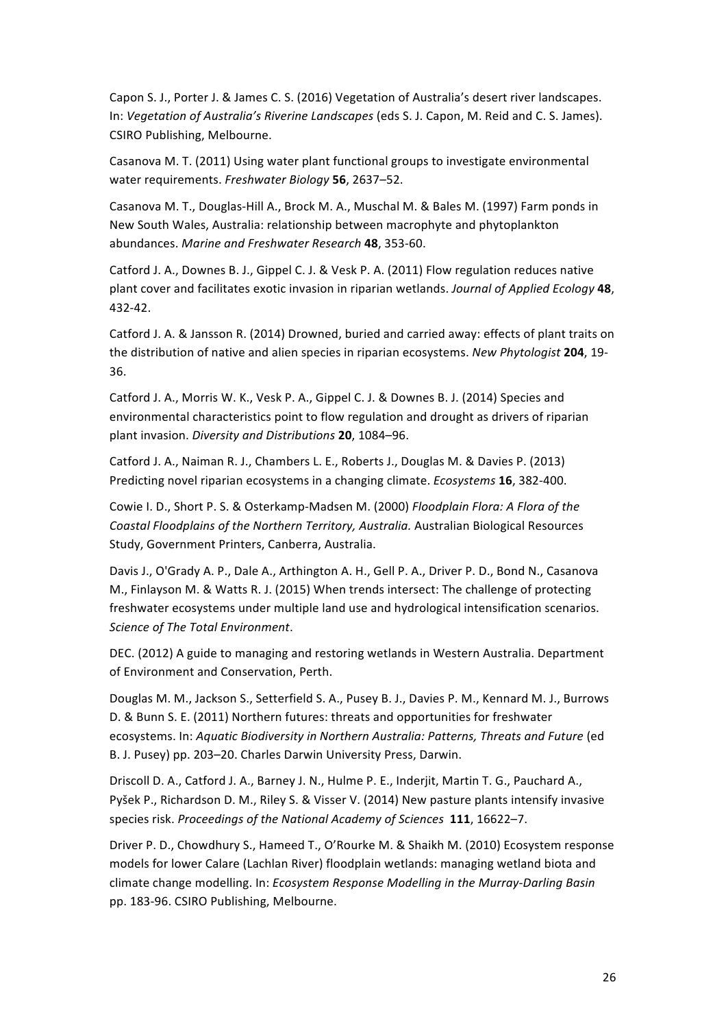Capon S. J., Porter J. & James C. S. (2016) Vegetation of Australia's desert river landscapes. In: *Vegetation of Australia's Riverine Landscapes* (eds S. J. Capon, M. Reid and C. S. James). CSIRO Publishing, Melbourne.

Casanova M. T. (2011) Using water plant functional groups to investigate environmental water requirements. *Freshwater Biology* **56**, 2637–52.

Casanova M. T., Douglas-Hill A., Brock M. A., Muschal M. & Bales M. (1997) Farm ponds in New South Wales, Australia: relationship between macrophyte and phytoplankton abundances. *Marine and Freshwater Research* **48**, 353-60.

Catford J. A., Downes B. J., Gippel C. J. & Vesk P. A. (2011) Flow regulation reduces native plant cover and facilitates exotic invasion in riparian wetlands. *Journal of Applied Ecology* **48**, 432-42.

Catford J. A. & Jansson R. (2014) Drowned, buried and carried away: effects of plant traits on the distribution of native and alien species in riparian ecosystems. *New Phytologist* **204**, 19-36.

Catford J. A., Morris W. K., Vesk P. A., Gippel C. J. & Downes B. J. (2014) Species and environmental characteristics point to flow regulation and drought as drivers of riparian plant invasion. *Diversity and Distributions* **20**, 1084–96.

Catford J. A., Naiman R. J., Chambers L. E., Roberts J., Douglas M. & Davies P. (2013) Predicting novel riparian ecosystems in a changing climate. *Ecosystems* **16**, 382-400.

Cowie I. D., Short P. S. & Osterkamp-Madsen M. (2000) *Floodplain Flora: A Flora of the Coastal Floodplains of the Northern Territory, Australia.* Australian Biological Resources Study, Government Printers, Canberra, Australia.

Davis J., O'Grady A. P., Dale A., Arthington A. H., Gell P. A., Driver P. D., Bond N., Casanova M., Finlayson M. & Watts R. J. (2015) When trends intersect: The challenge of protecting freshwater ecosystems under multiple land use and hydrological intensification scenarios. *Science of The Total Environment*.

DEC. (2012) A guide to managing and restoring wetlands in Western Australia. Department of Environment and Conservation, Perth.

Douglas M. M., Jackson S., Setterfield S. A., Pusey B. J., Davies P. M., Kennard M. J., Burrows D. & Bunn S. E. (2011) Northern futures: threats and opportunities for freshwater ecosystems. In: *Aquatic Biodiversity in Northern Australia: Patterns, Threats and Future* (ed B. J. Pusey) pp. 203–20. Charles Darwin University Press, Darwin.

Driscoll D. A., Catford J. A., Barney J. N., Hulme P. E., Inderjit, Martin T. G., Pauchard A., Pyšek P., Richardson D. M., Riley S. & Visser V. (2014) New pasture plants intensify invasive species risk. *Proceedings of the National Academy of Sciences* **111**, 16622–7.

Driver P. D., Chowdhury S., Hameed T., O'Rourke M. & Shaikh M. (2010) Ecosystem response models for lower Calare (Lachlan River) floodplain wetlands: managing wetland biota and climate change modelling. In: *Ecosystem Response Modelling in the Murray-Darling Basin* pp. 183-96. CSIRO Publishing, Melbourne.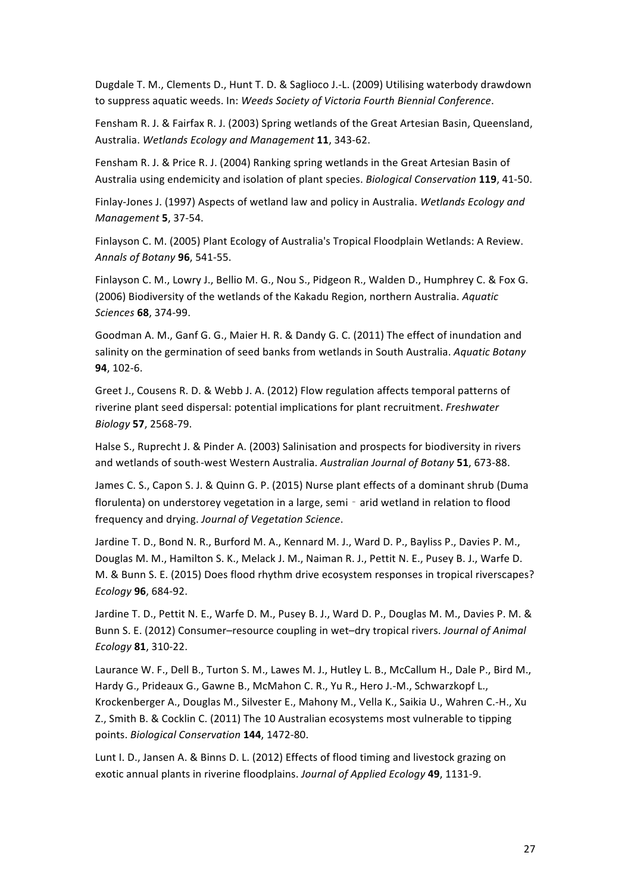Dugdale T. M., Clements D., Hunt T. D. & Saglioco J.-L. (2009) Utilising waterbody drawdown to suppress aquatic weeds. In: *Weeds Society of Victoria Fourth Biennial Conference*.

Fensham R. J. & Fairfax R. J. (2003) Spring wetlands of the Great Artesian Basin, Queensland, Australia. *Wetlands Ecology and Management* **11**, 343-62.

Fensham R. J. & Price R. J. (2004) Ranking spring wetlands in the Great Artesian Basin of Australia using endemicity and isolation of plant species. *Biological Conservation* **119**, 41-50.

Finlay-Jones J. (1997) Aspects of wetland law and policy in Australia. *Wetlands Ecology and Management* **5**, 37-54.

Finlayson C. M. (2005) Plant Ecology of Australia's Tropical Floodplain Wetlands: A Review. *Annals of Botany* **96**, 541-55.

Finlayson C. M., Lowry J., Bellio M. G., Nou S., Pidgeon R., Walden D., Humphrey C. & Fox G. (2006) Biodiversity of the wetlands of the Kakadu Region, northern Australia. *Aquatic Sciences* **68**, 374-99.

Goodman A. M., Ganf G. G., Maier H. R. & Dandy G. C. (2011) The effect of inundation and salinity on the germination of seed banks from wetlands in South Australia. *Aquatic Botany* **94**, 102-6.

Greet J., Cousens R. D. & Webb J. A. (2012) Flow regulation affects temporal patterns of riverine plant seed dispersal: potential implications for plant recruitment. *Freshwater Biology* **57**, 2568-79.

Halse S., Ruprecht J. & Pinder A. (2003) Salinisation and prospects for biodiversity in rivers and wetlands of south-west Western Australia. *Australian Journal of Botany* **51**, 673-88.

James C. S., Capon S. J. & Quinn G. P. (2015) Nurse plant effects of a dominant shrub (Duma florulenta) on understorey vegetation in a large, semi - arid wetland in relation to flood frequency and drying. *Journal of Vegetation Science*.

Jardine T. D., Bond N. R., Burford M. A., Kennard M. J., Ward D. P., Bayliss P., Davies P. M., Douglas M. M., Hamilton S. K., Melack J. M., Naiman R. J., Pettit N. E., Pusey B. J., Warfe D. M. & Bunn S. E. (2015) Does flood rhythm drive ecosystem responses in tropical riverscapes? *Ecology* **96**, 684-92.

Jardine T. D., Pettit N. E., Warfe D. M., Pusey B. J., Ward D. P., Douglas M. M., Davies P. M. & Bunn S. E. (2012) Consumer–resource coupling in wet–dry tropical rivers. *Journal of Animal Ecology* **81**, 310-22.

Laurance W. F., Dell B., Turton S. M., Lawes M. J., Hutley L. B., McCallum H., Dale P., Bird M., Hardy G., Prideaux G., Gawne B., McMahon C. R., Yu R., Hero J.-M., Schwarzkopf L., Krockenberger A., Douglas M., Silvester E., Mahony M., Vella K., Saikia U., Wahren C.-H., Xu Z., Smith B. & Cocklin C. (2011) The 10 Australian ecosystems most vulnerable to tipping points. *Biological Conservation* **144**, 1472-80.

Lunt I. D., Jansen A. & Binns D. L. (2012) Effects of flood timing and livestock grazing on exotic annual plants in riverine floodplains. *Journal of Applied Ecology* **49**, 1131-9.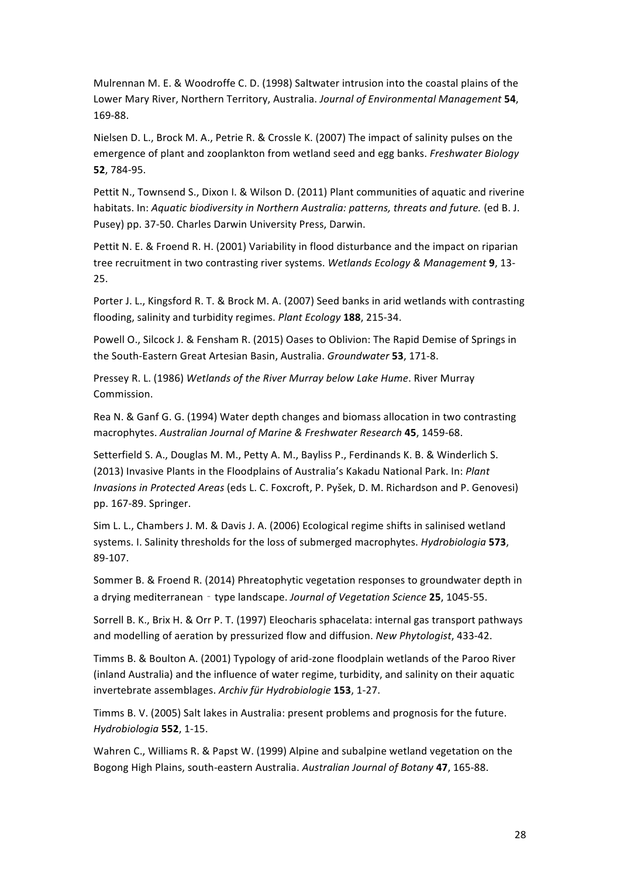Mulrennan M. E. & Woodroffe C. D. (1998) Saltwater intrusion into the coastal plains of the Lower Mary River, Northern Territory, Australia. *Journal of Environmental Management* **54**, 169-88.

Nielsen D. L., Brock M. A., Petrie R. & Crossle K. (2007) The impact of salinity pulses on the emergence of plant and zooplankton from wetland seed and egg banks. *Freshwater Biology* **52**, 784-95.

Pettit N., Townsend S., Dixon I. & Wilson D. (2011) Plant communities of aquatic and riverine habitats. In: *Aquatic biodiversity in Northern Australia: patterns, threats and future.* (ed B. J. Pusey) pp. 37-50. Charles Darwin University Press, Darwin.

Pettit N. E. & Froend R. H. (2001) Variability in flood disturbance and the impact on riparian tree recruitment in two contrasting river systems. *Wetlands Ecology & Management* **9**, 13-25.

Porter J. L., Kingsford R. T. & Brock M. A. (2007) Seed banks in arid wetlands with contrasting flooding, salinity and turbidity regimes. *Plant Ecology* **188**, 215-34.

Powell O., Silcock J. & Fensham R. (2015) Oases to Oblivion: The Rapid Demise of Springs in the South-Eastern Great Artesian Basin, Australia. *Groundwater* **53**, 171-8.

Pressey R. L. (1986) *Wetlands of the River Murray below Lake Hume*. River Murray Commission.

Rea N. & Ganf G. G. (1994) Water depth changes and biomass allocation in two contrasting macrophytes. *Australian Journal of Marine & Freshwater Research* **45**, 1459-68.

Setterfield S. A., Douglas M. M., Petty A. M., Bayliss P., Ferdinands K. B. & Winderlich S. (2013) Invasive Plants in the Floodplains of Australia's Kakadu National Park. In: *Plant Invasions in Protected Areas* (eds L. C. Foxcroft, P. Pyšek, D. M. Richardson and P. Genovesi) pp. 167-89. Springer.

Sim L. L., Chambers J. M. & Davis J. A. (2006) Ecological regime shifts in salinised wetland systems. I. Salinity thresholds for the loss of submerged macrophytes. *Hydrobiologia* **573**, 89-107.

Sommer B. & Froend R. (2014) Phreatophytic vegetation responses to groundwater depth in a drying mediterranean‐type landscape. *Journal of Vegetation Science* **25**, 1045-55.

Sorrell B. K., Brix H. & Orr P. T. (1997) Eleocharis sphacelata: internal gas transport pathways and modelling of aeration by pressurized flow and diffusion. *New Phytologist*, 433-42.

Timms B. & Boulton A. (2001) Typology of arid-zone floodplain wetlands of the Paroo River (inland Australia) and the influence of water regime, turbidity, and salinity on their aquatic invertebrate assemblages. *Archiv für Hydrobiologie* **153**, 1-27.

Timms B. V. (2005) Salt lakes in Australia: present problems and prognosis for the future. *Hydrobiologia* **552**, 1-15.

Wahren C., Williams R. & Papst W. (1999) Alpine and subalpine wetland vegetation on the Bogong High Plains, south-eastern Australia. *Australian Journal of Botany* **47**, 165-88.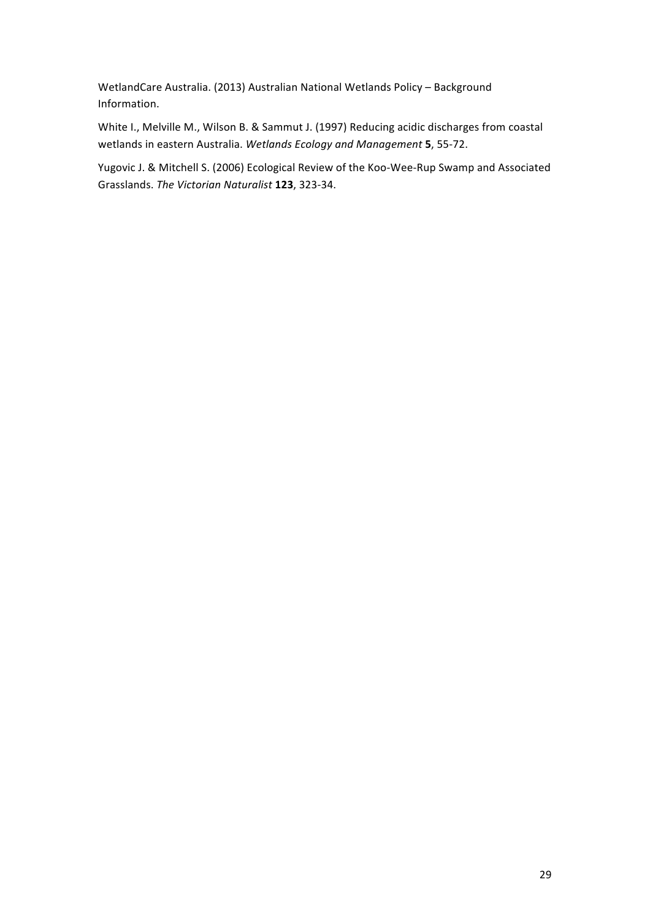WetlandCare Australia. (2013) Australian National Wetlands Policy – Background Information.

White I., Melville M., Wilson B. & Sammut J. (1997) Reducing acidic discharges from coastal wetlands in eastern Australia. *Wetlands Ecology and Management* **5**, 55-72.

Yugovic J. & Mitchell S. (2006) Ecological Review of the Koo-Wee-Rup Swamp and Associated Grasslands. *The Victorian Naturalist* **123**, 323-34.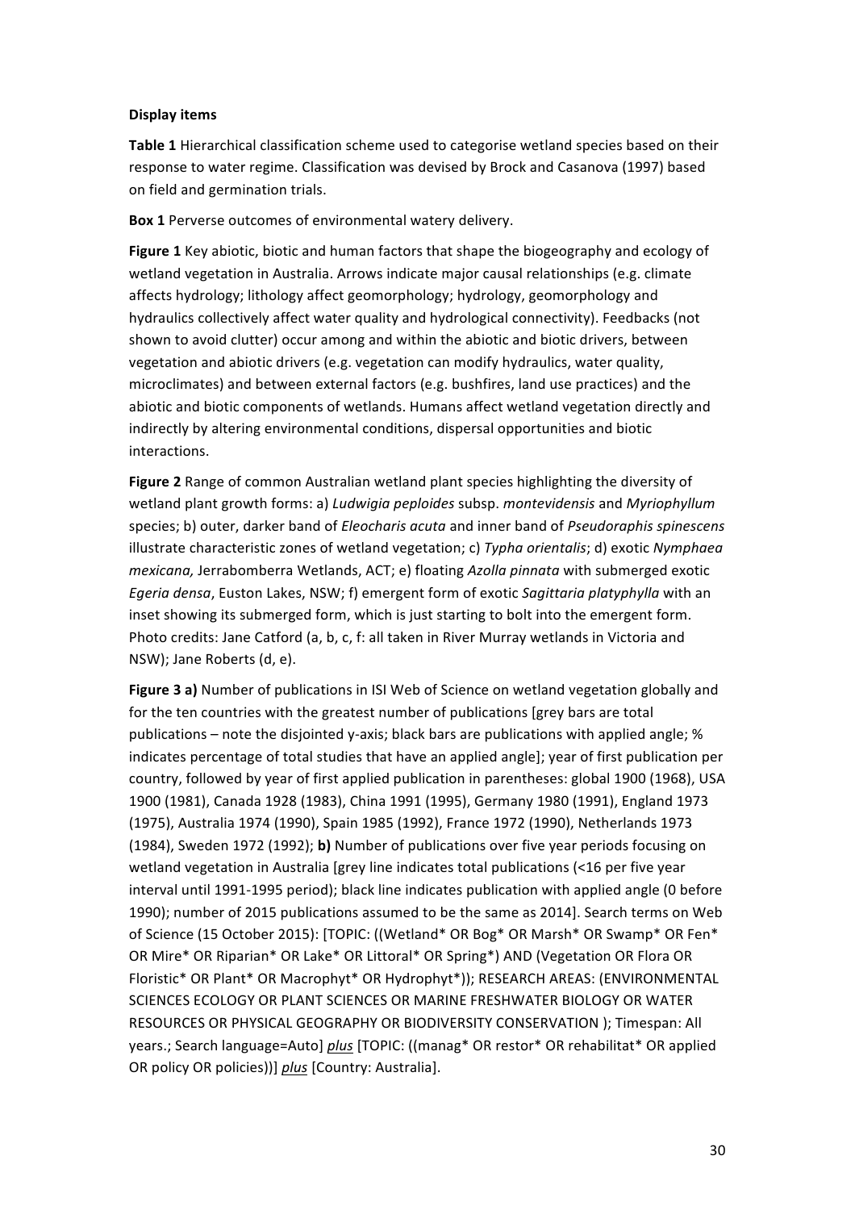**Display items**

**Table 1** Hierarchical classification scheme used to categorise wetland species based on their response to water regime. Classification was devised by Brock and Casanova (1997) based on field and germination trials.

**Box 1** Perverse outcomes of environmental watery delivery.

**Figure 1** Key abiotic, biotic and human factors that shape the biogeography and ecology of wetland vegetation in Australia. Arrows indicate major causal relationships (e.g. climate affects hydrology; lithology affect geomorphology; hydrology, geomorphology and hydraulics collectively affect water quality and hydrological connectivity). Feedbacks (not shown to avoid clutter) occur among and within the abiotic and biotic drivers, between vegetation and abiotic drivers (e.g. vegetation can modify hydraulics, water quality, microclimates) and between external factors (e.g. bushfires, land use practices) and the abiotic and biotic components of wetlands. Humans affect wetland vegetation directly and indirectly by altering environmental conditions, dispersal opportunities and biotic interactions.

**Figure 2** Range of common Australian wetland plant species highlighting the diversity of wetland plant growth forms: a) *Ludwigia peploides* subsp. *montevidensis* and *Myriophyllum* species; b) outer, darker band of *Eleocharis acuta* and inner band of *Pseudoraphis spinescens* illustrate characteristic zones of wetland vegetation; c) *Typha orientalis*; d) exotic *Nymphaea mexicana,* Jerrabomberra Wetlands, ACT; e) floating *Azolla pinnata* with submerged exotic *Egeria densa*, Euston Lakes, NSW; f) emergent form of exotic *Sagittaria platyphylla* with an inset showing its submerged form, which is just starting to bolt into the emergent form. Photo credits: Jane Catford (a, b, c, f: all taken in River Murray wetlands in Victoria and NSW); Jane Roberts (d, e).

**Figure 3 a)** Number of publications in ISI Web of Science on wetland vegetation globally and for the ten countries with the greatest number of publications [grey bars are total publications – note the disjointed y-axis; black bars are publications with applied angle; % indicates percentage of total studies that have an applied angle]; year of first publication per country, followed by year of first applied publication in parentheses: global 1900 (1968), USA 1900 (1981), Canada 1928 (1983), China 1991 (1995), Germany 1980 (1991), England 1973 (1975), Australia 1974 (1990), Spain 1985 (1992), France 1972 (1990), Netherlands 1973 (1984), Sweden 1972 (1992); **b)** Number of publications over five year periods focusing on wetland vegetation in Australia [grey line indicates total publications (<16 per five year interval until 1991-1995 period); black line indicates publication with applied angle (0 before 1990); number of 2015 publications assumed to be the same as 2014]. Search terms on Web of Science (15 October 2015): [TOPIC: ((Wetland* OR Bog* OR Marsh* OR Swamp* OR Fen* OR Mire* OR Riparian* OR Lake* OR Littoral* OR Spring*) AND (Vegetation OR Flora OR Floristic* OR Plant* OR Macrophyt* OR Hydrophyt*)); RESEARCH AREAS: (ENVIRONMENTAL SCIENCES ECOLOGY OR PLANT SCIENCES OR MARINE FRESHWATER BIOLOGY OR WATER RESOURCES OR PHYSICAL GEOGRAPHY OR BIODIVERSITY CONSERVATION ); Timespan: All years.; Search language=Auto] *plus* [TOPIC: ((manag* OR restor* OR rehabilitat* OR applied OR policy OR policies))] *plus* [Country: Australia].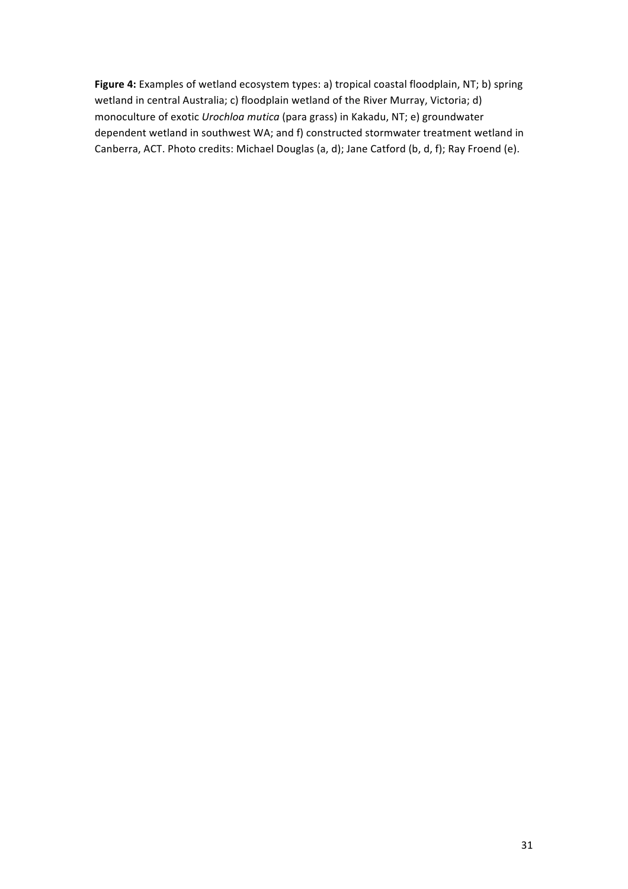**Figure 4:** Examples of wetland ecosystem types: a) tropical coastal floodplain, NT; b) spring wetland in central Australia; c) floodplain wetland of the River Murray, Victoria; d) monoculture of exotic *Urochloa mutica* (para grass) in Kakadu, NT; e) groundwater dependent wetland in southwest WA; and f) constructed stormwater treatment wetland in Canberra, ACT. Photo credits: Michael Douglas (a, d); Jane Catford (b, d, f); Ray Froend (e).